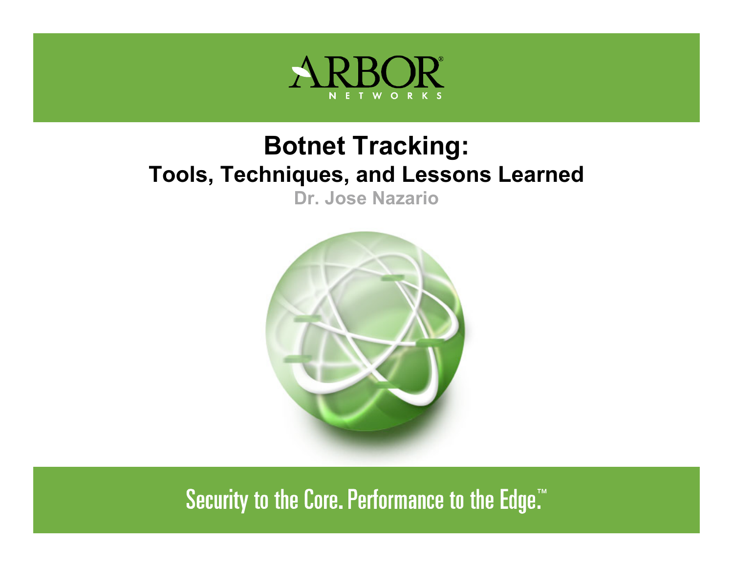ARBOR NETWORKS

# Botnet Tracking:

## Tools, Techniques, and Lessons Learned

**Dr. Jose Nazario**

Security to the Core. Performance to the Edge.™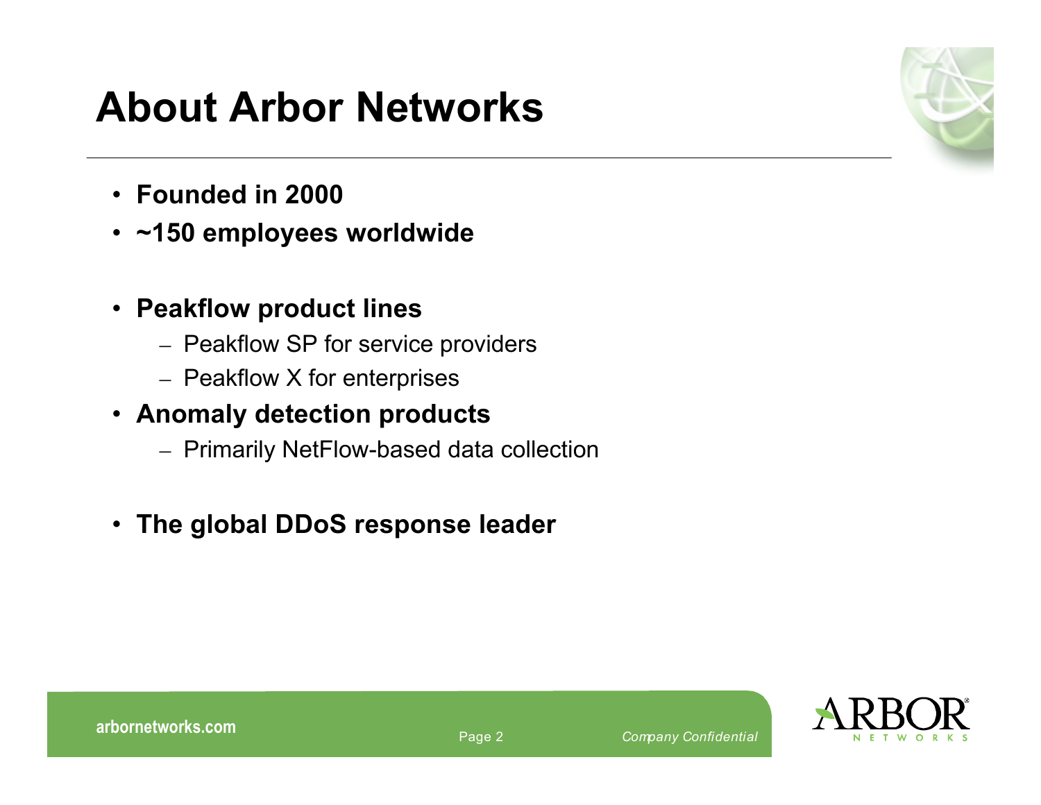# About Arbor Networks

- **Founded in 2000**
- **~150 employees worldwide**

- **Peakflow product lines**
  - Peakflow SP for service providers
  - Peakflow X for enterprises
- **Anomaly detection products**
  - Primarily NetFlow-based data collection

- **The global DDoS response leader**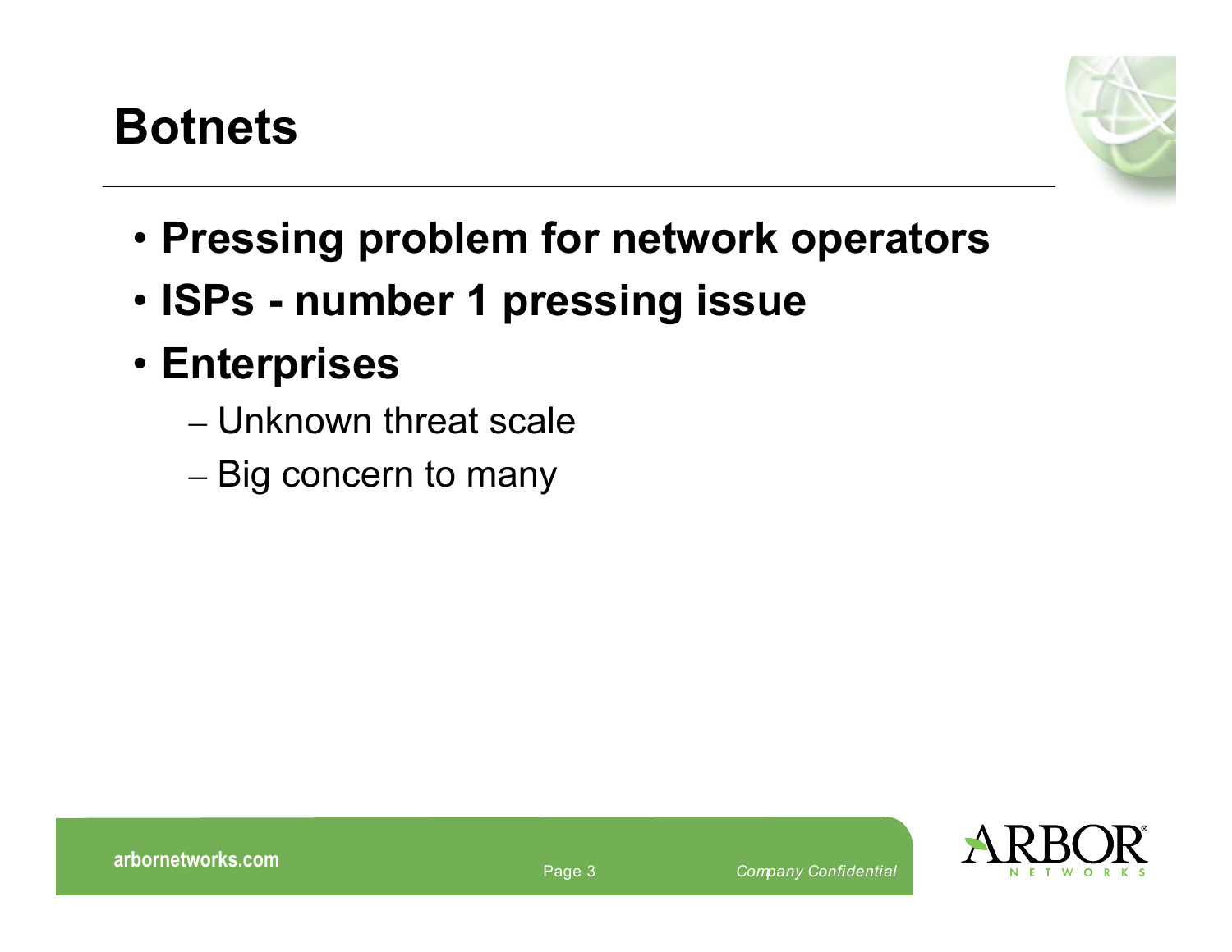# Botnets

- **Pressing problem for network operators**
- **ISPs - number 1 pressing issue**
- **Enterprises**
  - Unknown threat scale
  - Big concern to many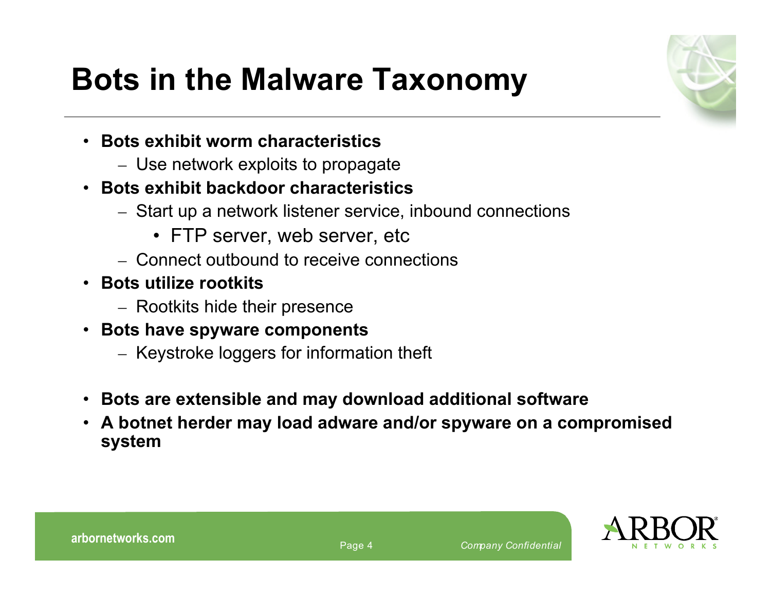# Bots in the Malware Taxonomy

- **Bots exhibit worm characteristics**
  - Use network exploits to propagate
- **Bots exhibit backdoor characteristics**
  - Start up a network listener service, inbound connections
    - FTP server, web server, etc
  - Connect outbound to receive connections
- **Bots utilize rootkits**
  - Rootkits hide their presence
- **Bots have spyware components**
  - Keystroke loggers for information theft

- **Bots are extensible and may download additional software**
- **A botnet herder may load adware and/or spyware on a compromised system**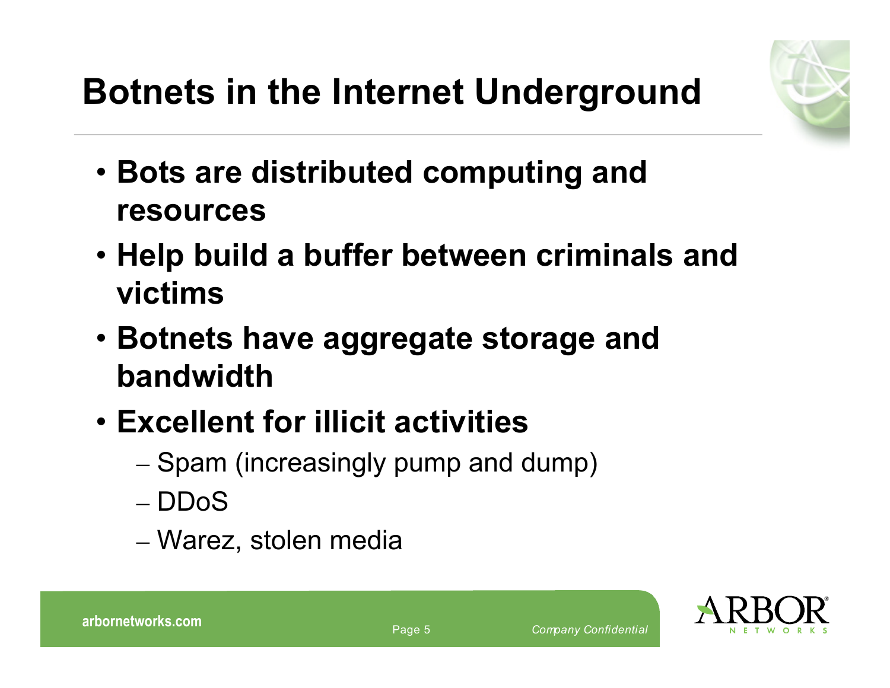# Botnets in the Internet Underground

- **Bots are distributed computing and resources**
- **Help build a buffer between criminals and victims**
- **Botnets have aggregate storage and bandwidth**
- **Excellent for illicit activities**
  - Spam (increasingly pump and dump)
  - DDoS
  - Warez, stolen media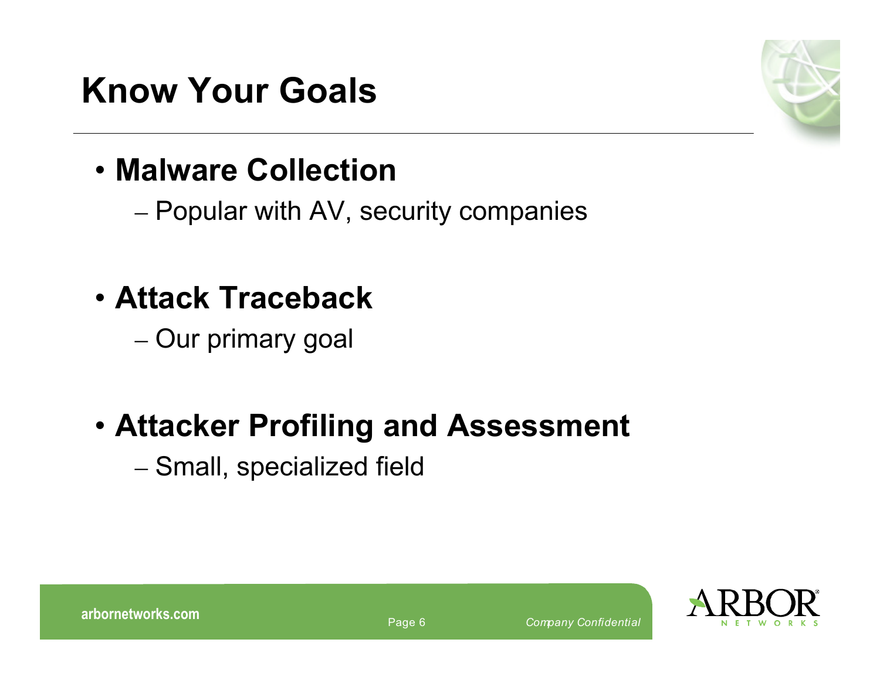# Know Your Goals

- **Malware Collection**
  - Popular with AV, security companies
- **Attack Traceback**
  - Our primary goal
- **Attacker Profiling and Assessment**
  - Small, specialized field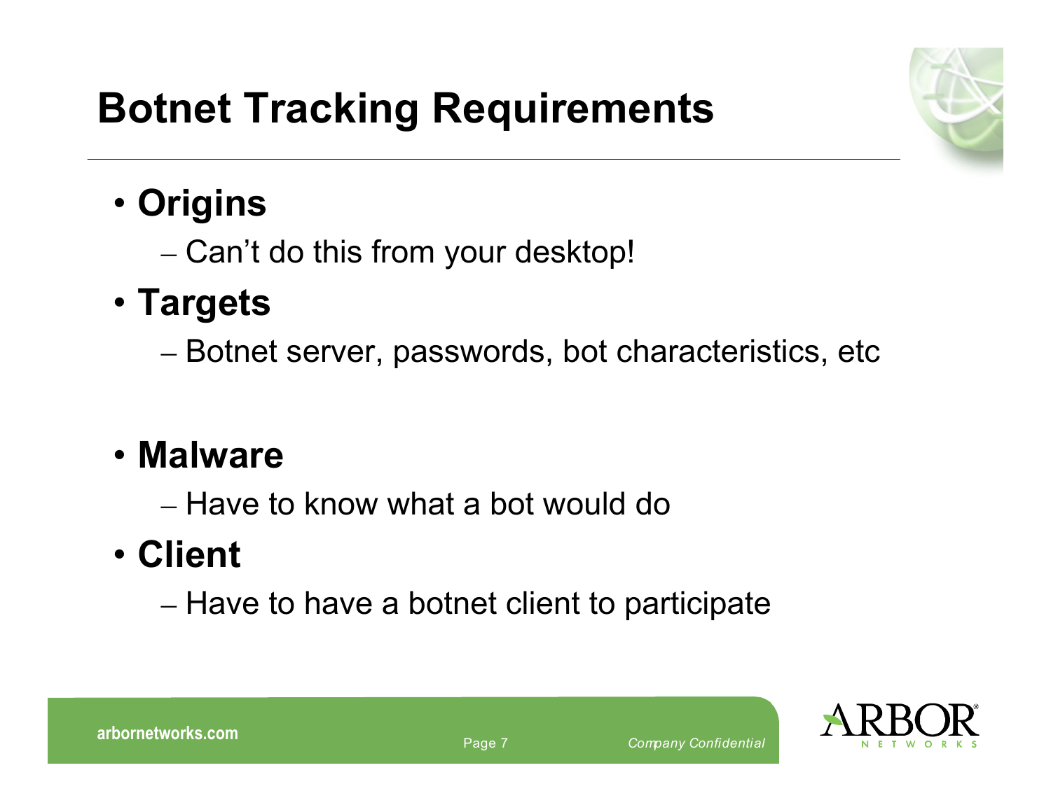# Botnet Tracking Requirements

- **Origins**
  - Can't do this from your desktop!
- **Targets**
  - Botnet server, passwords, bot characteristics, etc

- **Malware**
  - Have to know what a bot would do
- **Client**
  - Have to have a botnet client to participate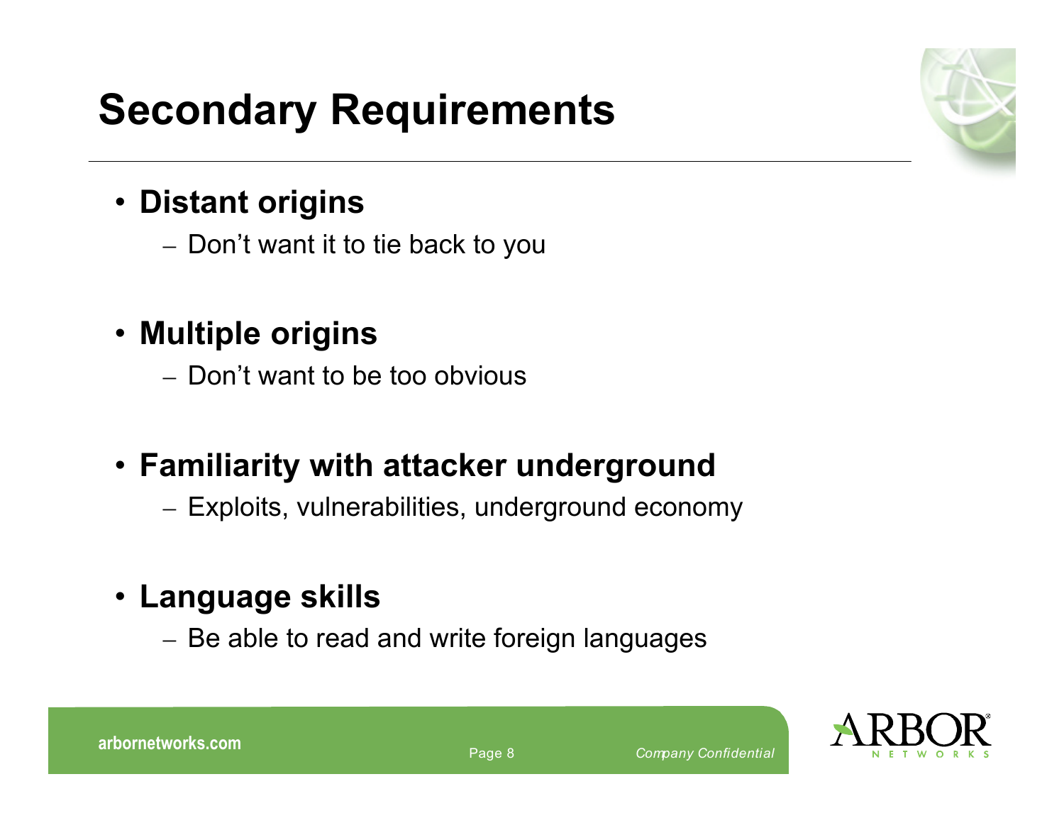# Secondary Requirements

- **Distant origins**
  - Don’t want it to tie back to you
- **Multiple origins**
  - Don’t want to be too obvious
- **Familiarity with attacker underground**
  - Exploits, vulnerabilities, underground economy
- **Language skills**
  - Be able to read and write foreign languages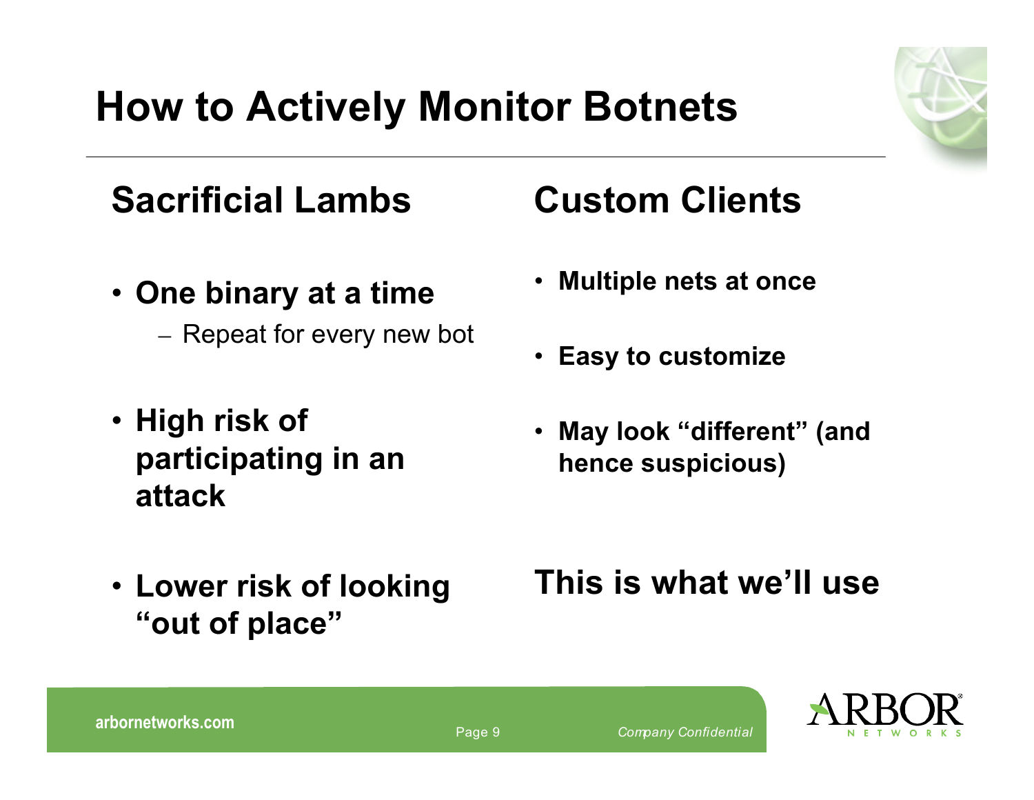# How to Actively Monitor Botnets

## Sacrificial Lambs

- **One binary at a time**
  - Repeat for every new bot
- **High risk of participating in an attack**
- **Lower risk of looking "out of place"**

## Custom Clients

- **Multiple nets at once**
- **Easy to customize**
- **May look "different" (and hence suspicious)**

**This is what we'll use**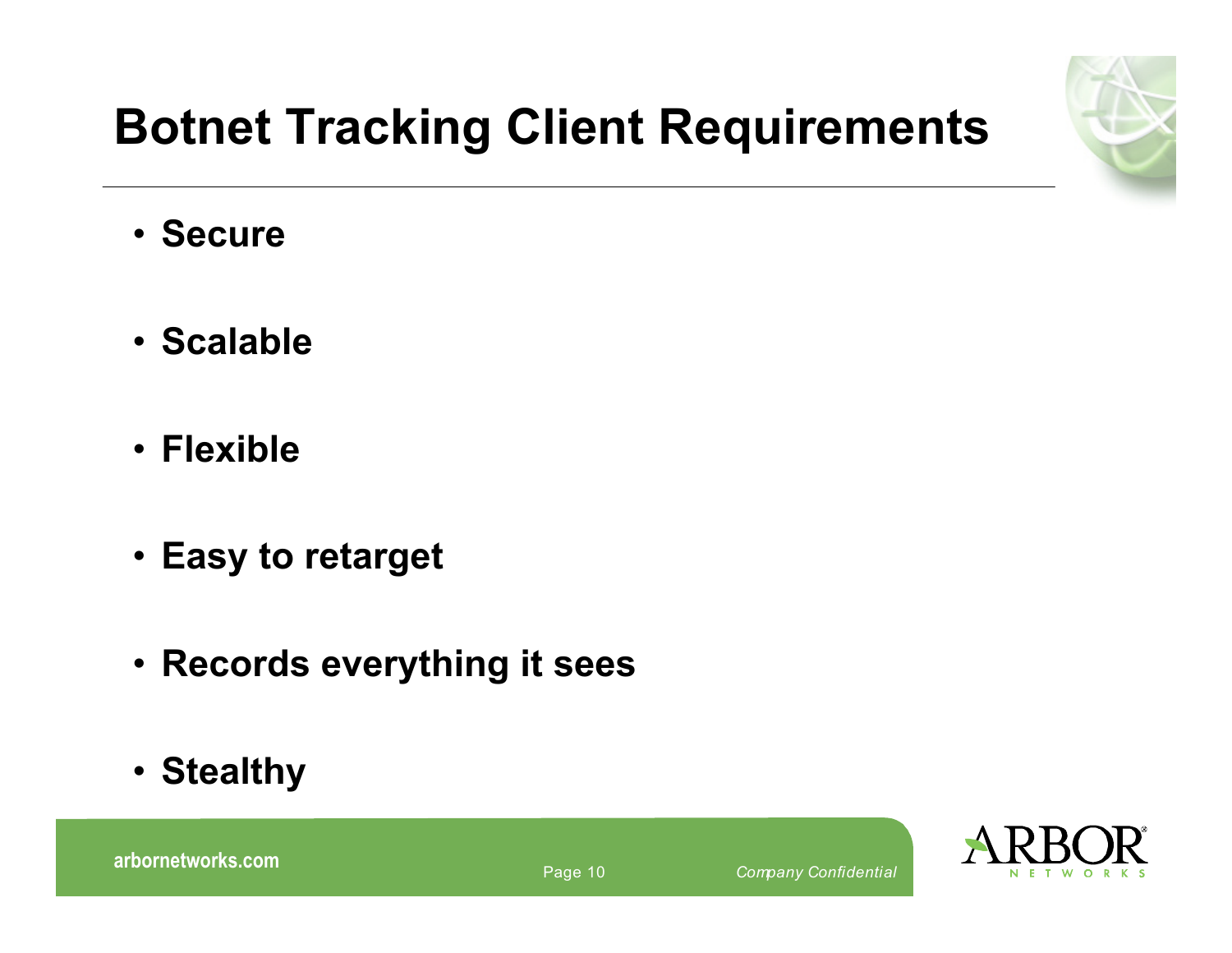# Botnet Tracking Client Requirements

- **Secure**
- **Scalable**
- **Flexible**
- **Easy to retarget**
- **Records everything it sees**
- **Stealthy**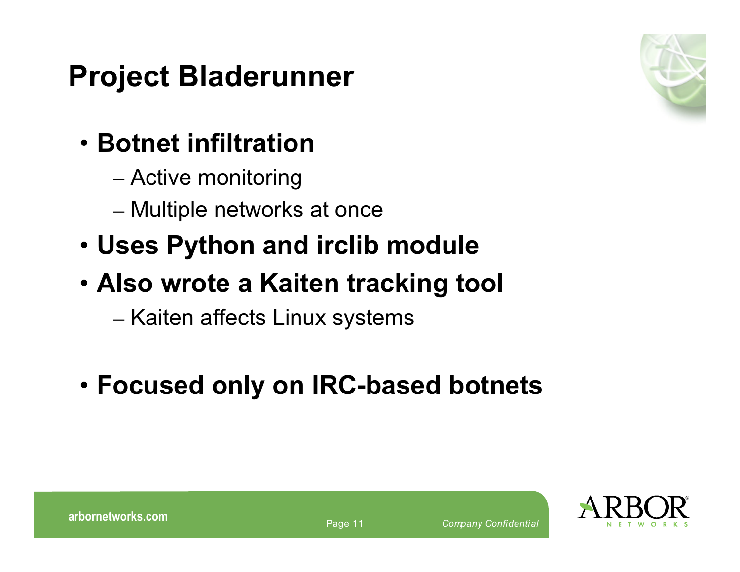# Project Bladerunner

- **Botnet infiltration**
  - Active monitoring
  - Multiple networks at once
- **Uses Python and irclib module**
- **Also wrote a Kaiten tracking tool**
  - Kaiten affects Linux systems
- **Focused only on IRC-based botnets**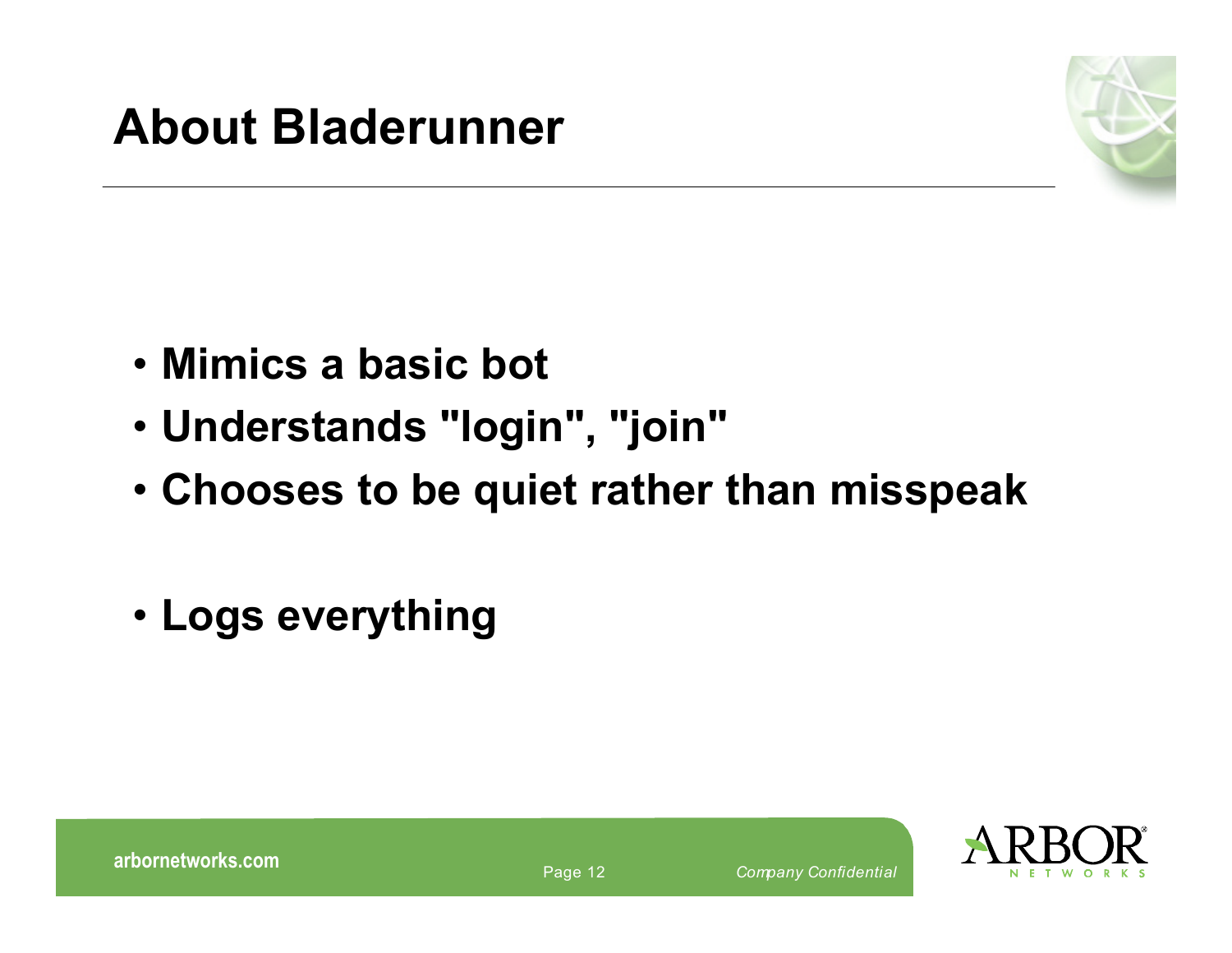# About Bladerunner

- Mimics a basic bot
- Understands "login", "join"
- Chooses to be quiet rather than misspeak

- Logs everything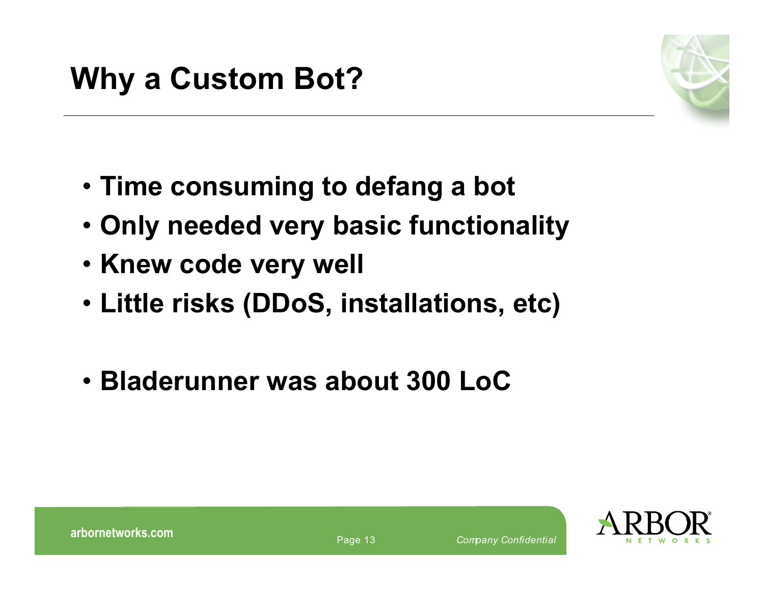# Why a Custom Bot?

- Time consuming to defang a bot
- Only needed very basic functionality
- Knew code very well
- Little risks (DDoS, installations, etc)

- Bladerunner was about 300 LoC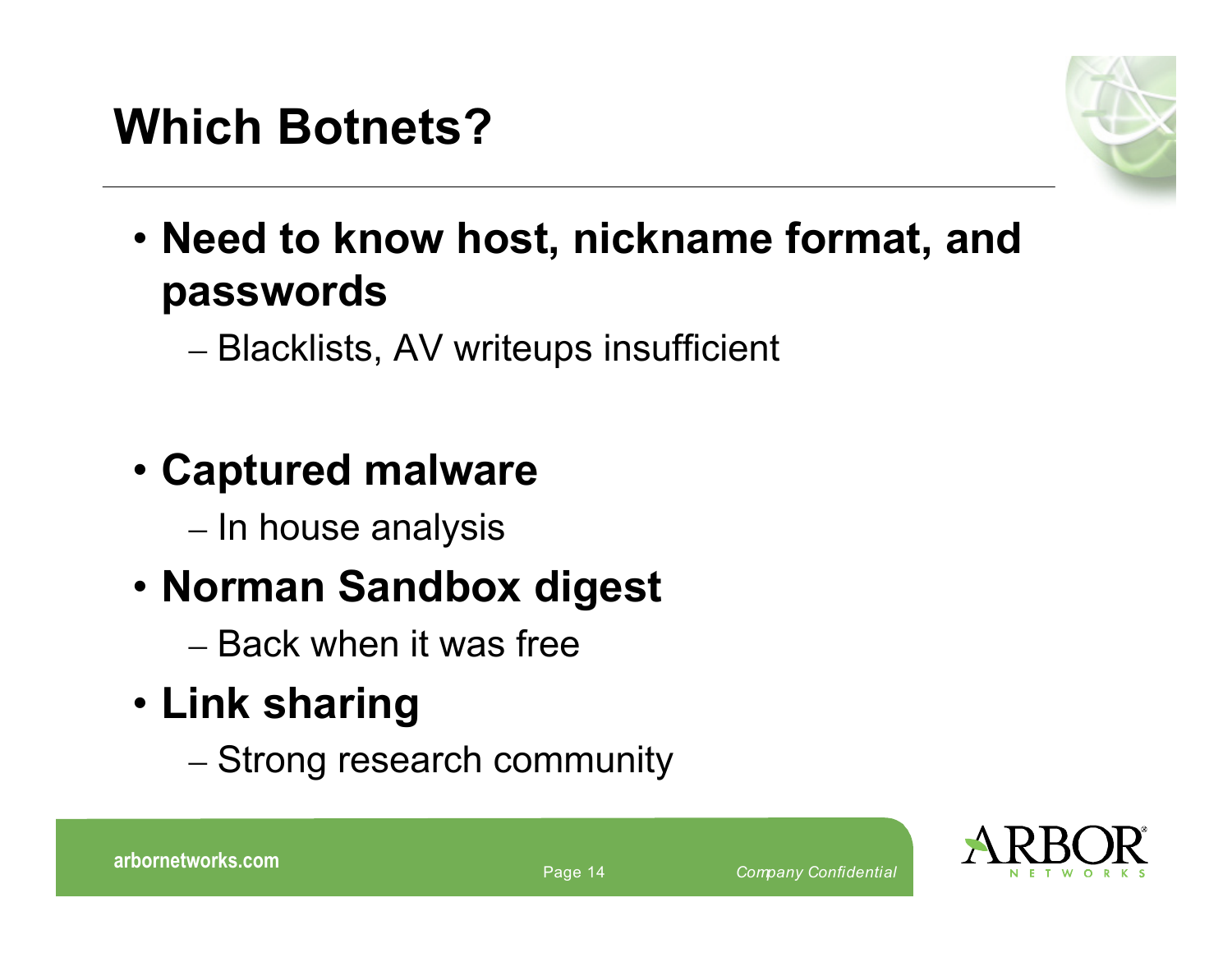# Which Botnets?

- **Need to know host, nickname format, and passwords**
  - Blacklists, AV writeups insufficient

- **Captured malware**
  - In house analysis
- **Norman Sandbox digest**
  - Back when it was free
- **Link sharing**
  - Strong research community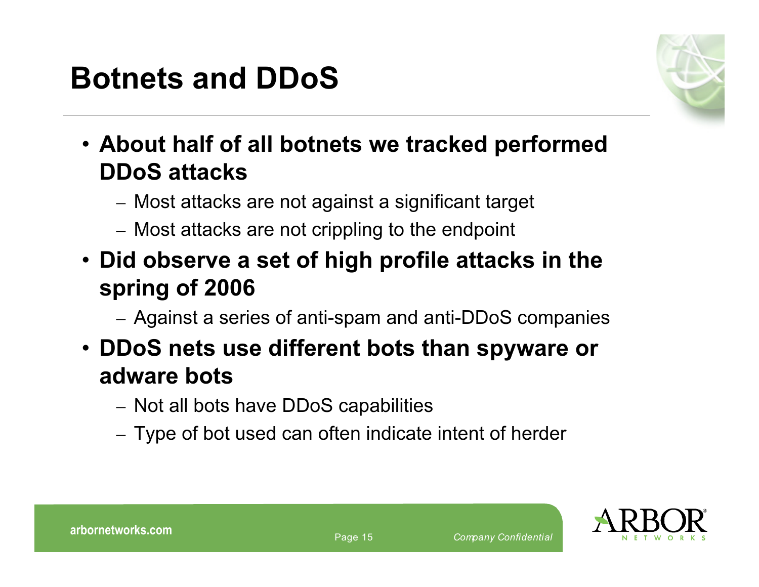# Botnets and DDoS

- **About half of all botnets we tracked performed DDoS attacks**
  - Most attacks are not against a significant target
  - Most attacks are not crippling to the endpoint
- **Did observe a set of high profile attacks in the spring of 2006**
  - Against a series of anti-spam and anti-DDoS companies
- **DDoS nets use different bots than spyware or adware bots**
  - Not all bots have DDoS capabilities
  - Type of bot used can often indicate intent of herder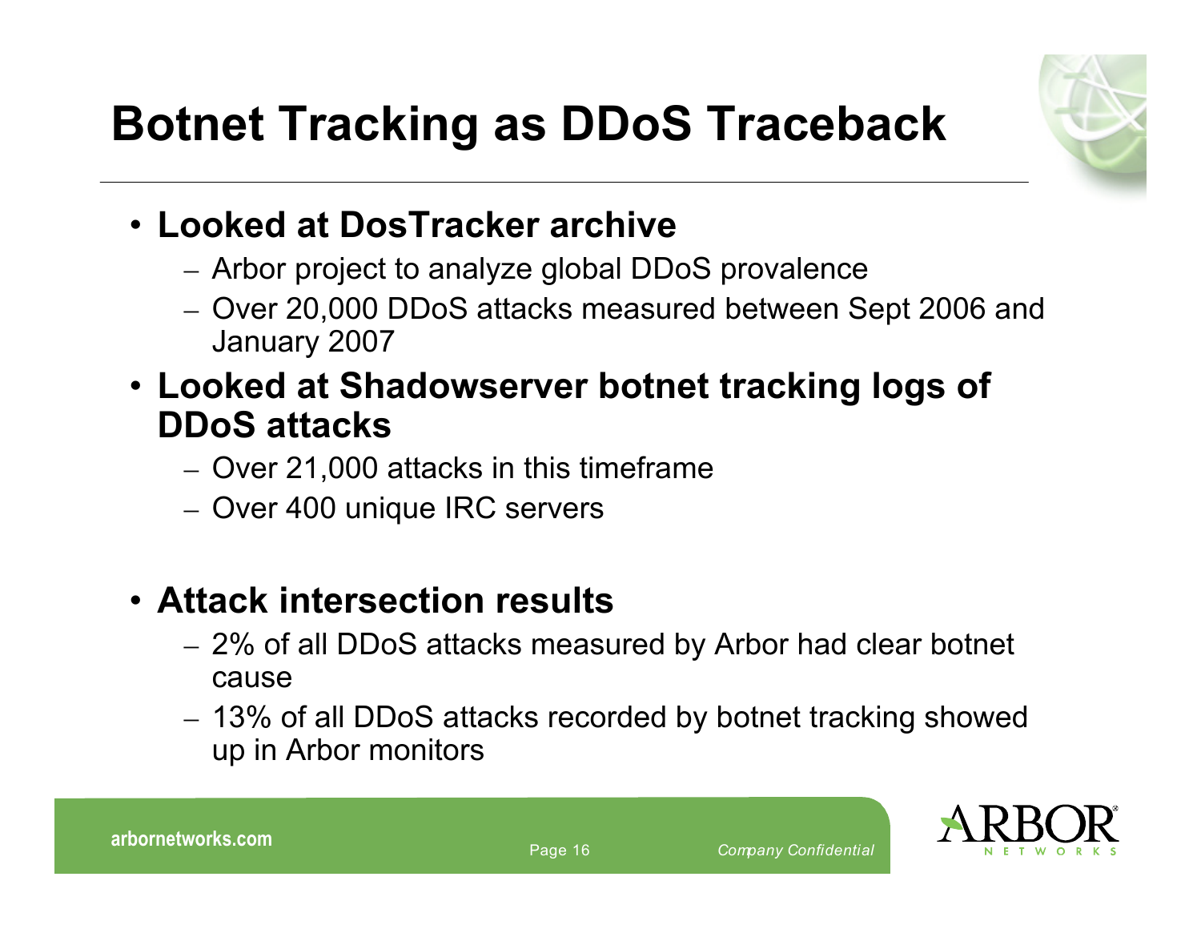# Botnet Tracking as DDoS Traceback

- **Looked at DosTracker archive**
  - Arbor project to analyze global DDoS provalence
  - Over 20,000 DDoS attacks measured between Sept 2006 and January 2007
- **Looked at Shadowserver botnet tracking logs of DDoS attacks**
  - Over 21,000 attacks in this timeframe
  - Over 400 unique IRC servers
- **Attack intersection results**
  - 2% of all DDoS attacks measured by Arbor had clear botnet cause
  - 13% of all DDoS attacks recorded by botnet tracking showed up in Arbor monitors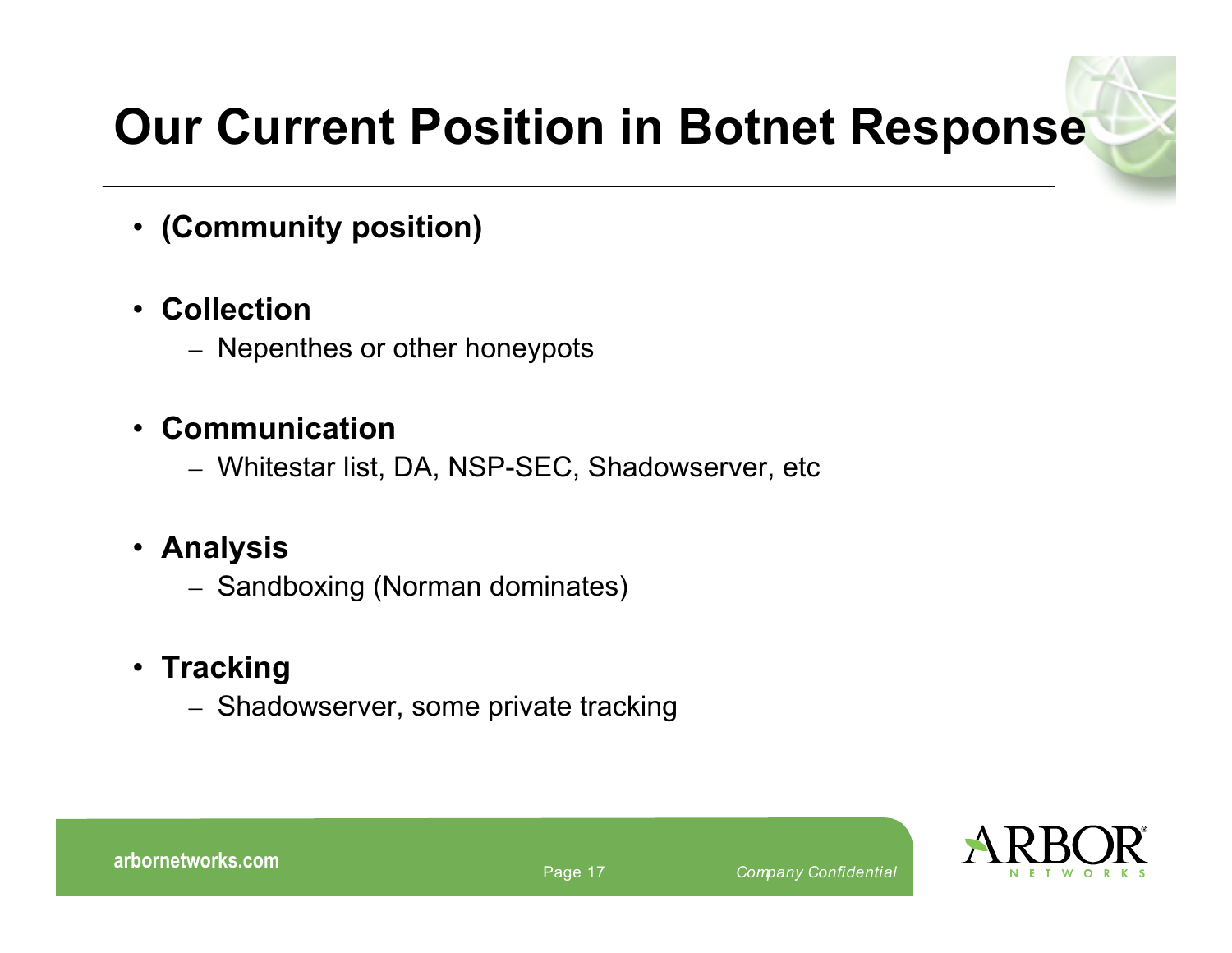# Our Current Position in Botnet Response

- **(Community position)**
- **Collection**
  - Nepenthes or other honeypots
- **Communication**
  - Whitestar list, DA, NSP-SEC, Shadowserver, etc
- **Analysis**
  - Sandboxing (Norman dominates)
- **Tracking**
  - Shadowserver, some private tracking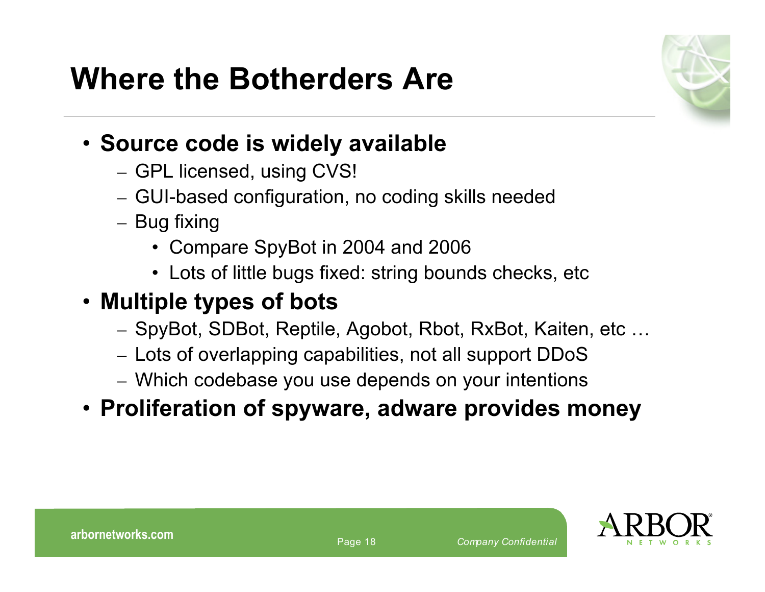# Where the Botherders Are

- **Source code is widely available**
  - GPL licensed, using CVS!
  - GUI-based configuration, no coding skills needed
  - Bug fixing
    - Compare SpyBot in 2004 and 2006
    - Lots of little bugs fixed: string bounds checks, etc
- **Multiple types of bots**
  - SpyBot, SDBot, Reptile, Agobot, Rbot, RxBot, Kaiten, etc …
  - Lots of overlapping capabilities, not all support DDoS
  - Which codebase you use depends on your intentions
- **Proliferation of spyware, adware provides money**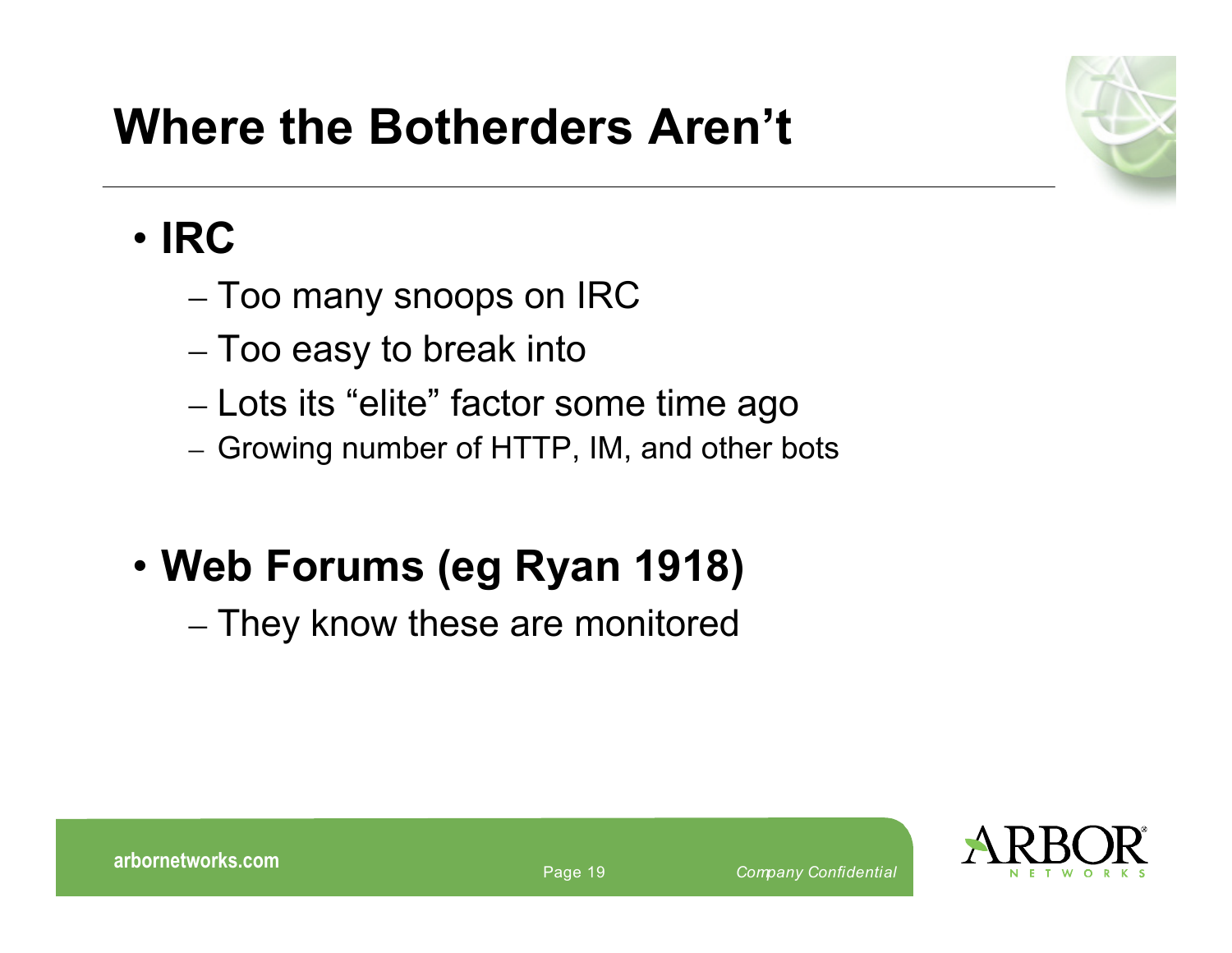# Where the Botherders Aren't

- **IRC**
  - Too many snoops on IRC
  - Too easy to break into
  - Lots its "elite" factor some time ago
  - Growing number of HTTP, IM, and other bots
- **Web Forums (eg Ryan 1918)**
  - They know these are monitored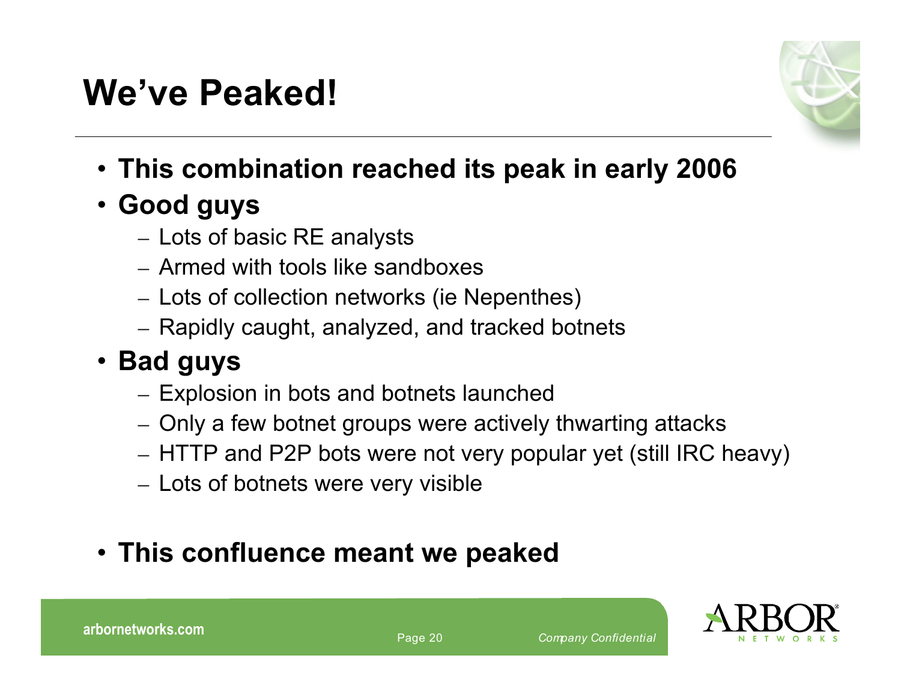# We've Peaked!

- **This combination reached its peak in early 2006**
- **Good guys**
  - Lots of basic RE analysts
  - Armed with tools like sandboxes
  - Lots of collection networks (ie Nepenthes)
  - Rapidly caught, analyzed, and tracked botnets
- **Bad guys**
  - Explosion in bots and botnets launched
  - Only a few botnet groups were actively thwarting attacks
  - HTTP and P2P bots were not very popular yet (still IRC heavy)
  - Lots of botnets were very visible
- **This confluence meant we peaked**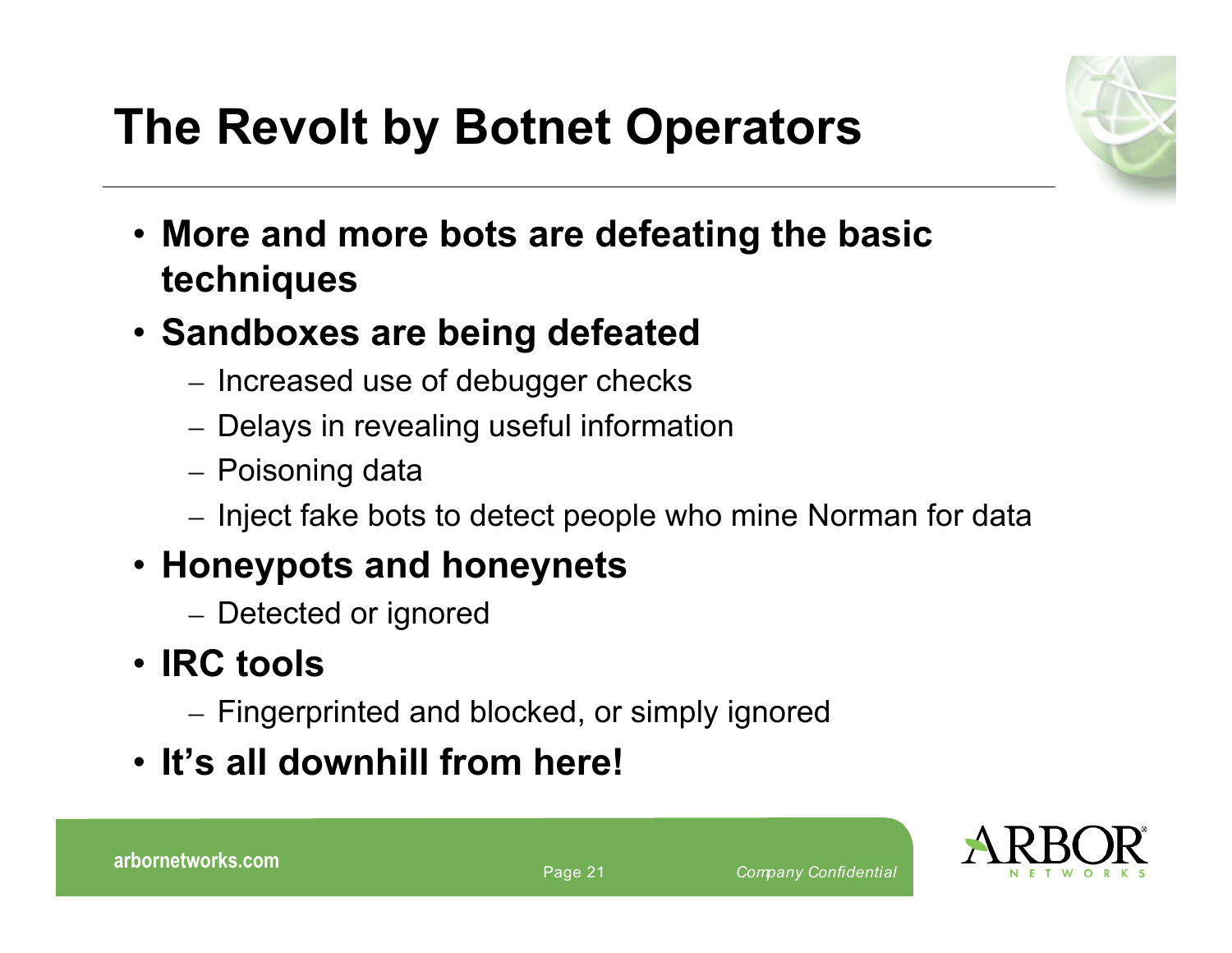# The Revolt by Botnet Operators

- **More and more bots are defeating the basic techniques**
- **Sandboxes are being defeated**
  - Increased use of debugger checks
  - Delays in revealing useful information
  - Poisoning data
  - Inject fake bots to detect people who mine Norman for data
- **Honeypots and honeynets**
  - Detected or ignored
- **IRC tools**
  - Fingerprinted and blocked, or simply ignored
- **It's all downhill from here!**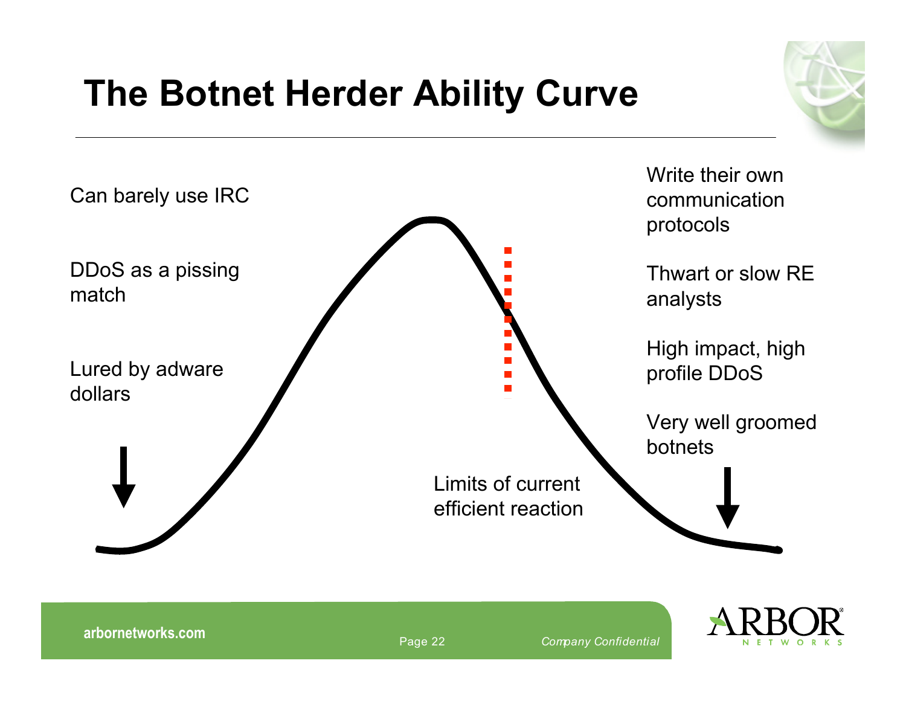# The Botnet Herder Ability Curve

Can barely use IRC

DDoS as a pissing match

Lured by adware dollars

Limits of current efficient reaction

Write their own communication protocols

Thwart or slow RE analysts

High impact, high profile DDoS

Very well groomed botnets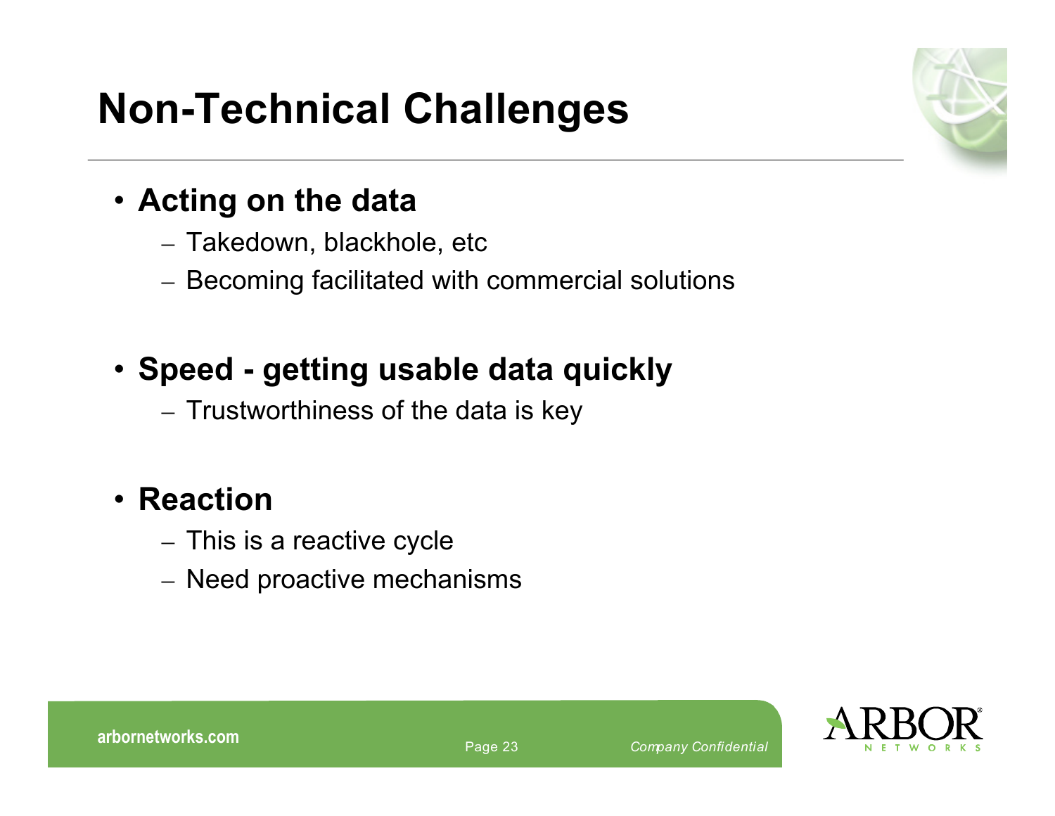# Non-Technical Challenges

- **Acting on the data**
  - Takedown, blackhole, etc
  - Becoming facilitated with commercial solutions
- **Speed - getting usable data quickly**
  - Trustworthiness of the data is key
- **Reaction**
  - This is a reactive cycle
  - Need proactive mechanisms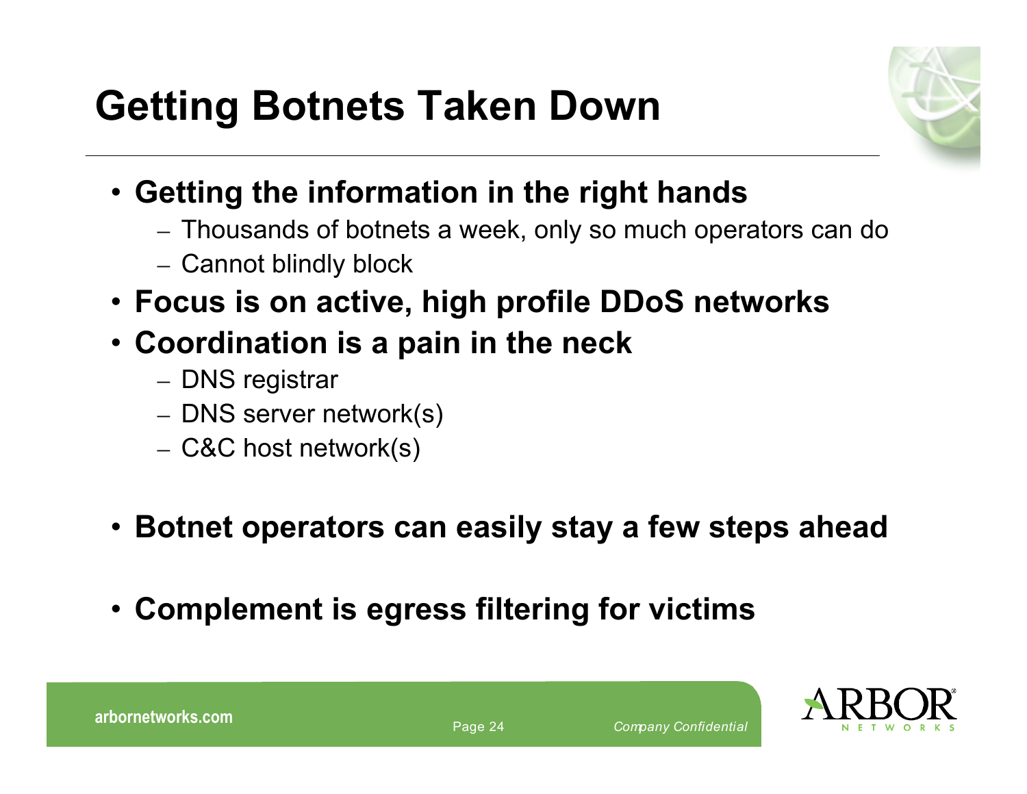# Getting Botnets Taken Down

- **Getting the information in the right hands**
  - Thousands of botnets a week, only so much operators can do
  - Cannot blindly block
- **Focus is on active, high profile DDoS networks**
- **Coordination is a pain in the neck**
  - DNS registrar
  - DNS server network(s)
  - C&C host network(s)
- **Botnet operators can easily stay a few steps ahead**
- **Complement is egress filtering for victims**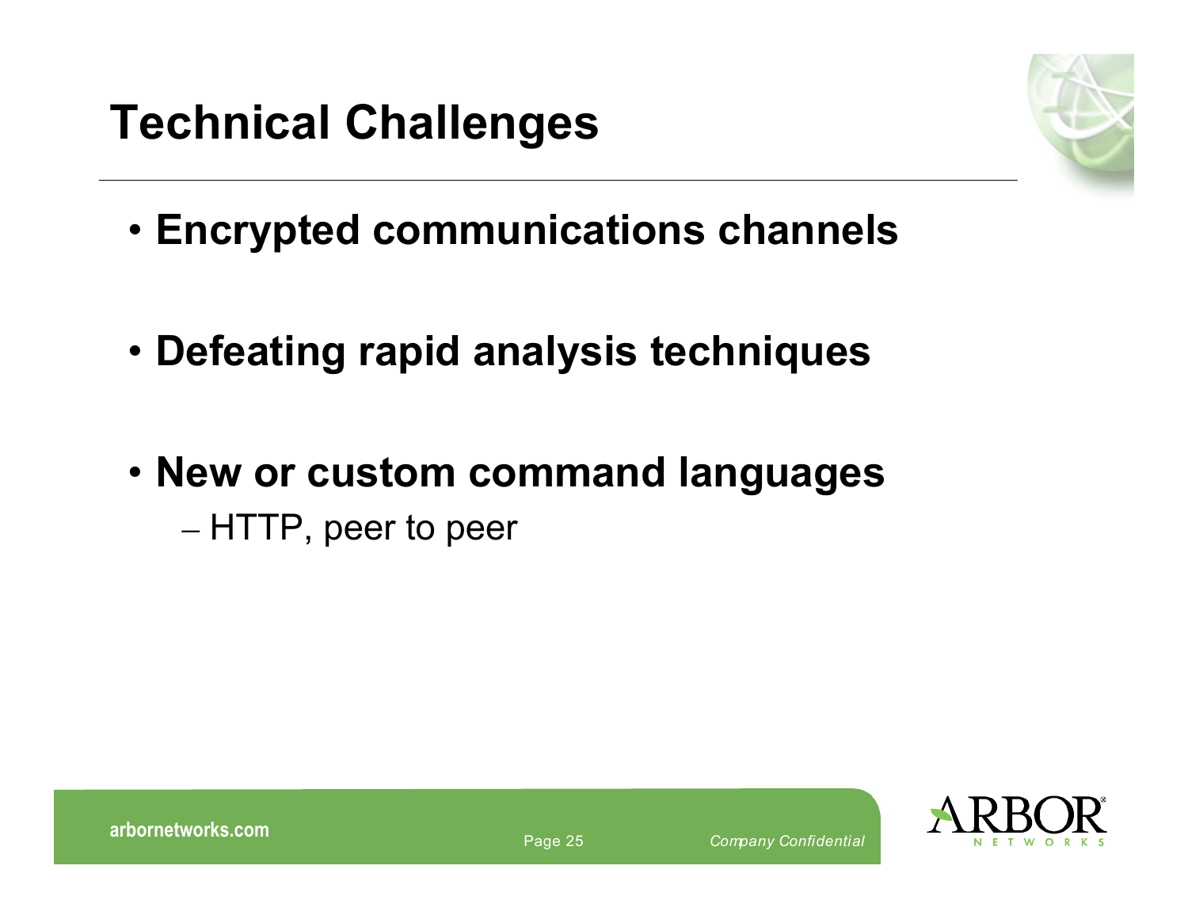# Technical Challenges

- **Encrypted communications channels**
- **Defeating rapid analysis techniques**
- **New or custom command languages**
  - HTTP, peer to peer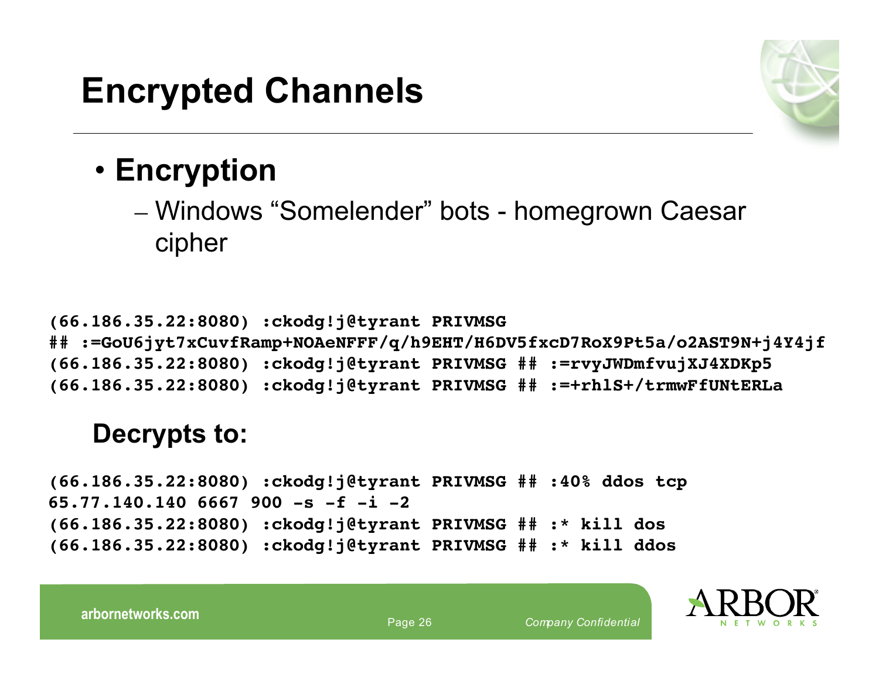# Encrypted Channels

- **Encryption**
  - Windows "Somelender" bots - homegrown Caesar cipher

```
(66.186.35.22:8080) :ckodg!j@tyrant PRIVMSG
## :=GoU6jyt7xCuvfRamp+NOAeNFFF/q/h9EHT/H6DV5fxcD7RoX9Pt5a/o2AST9N+j4Y4jf
(66.186.35.22:8080) :ckodg!j@tyrant PRIVMSG ## :=rvyJWDmfvujXJ4XDKp5
(66.186.35.22:8080) :ckodg!j@tyrant PRIVMSG ## :=+rhlS+/trmwFfUNtERLa
```

**Decrypts to:**

```
(66.186.35.22:8080) :ckodg!j@tyrant PRIVMSG ## :40% ddos tcp
65.77.140.140 6667 900 -s -f -i -2
(66.186.35.22:8080) :ckodg!j@tyrant PRIVMSG ## :* kill dos
(66.186.35.22:8080) :ckodg!j@tyrant PRIVMSG ## :* kill ddos
```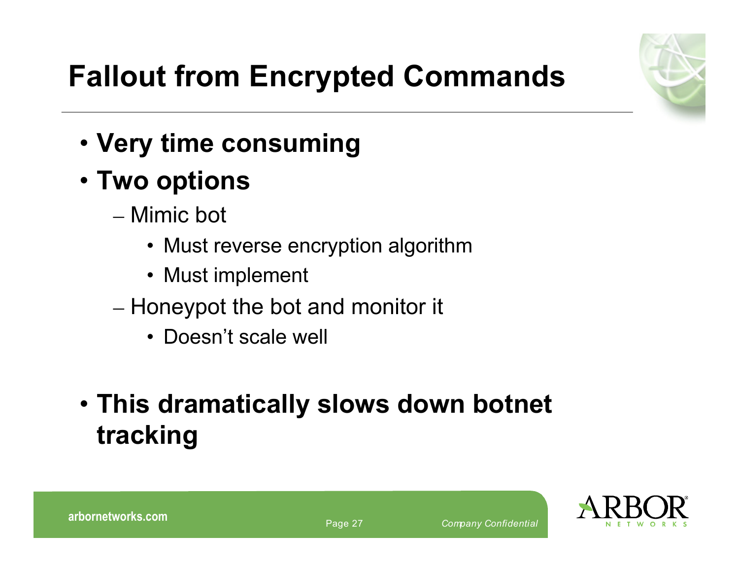# Fallout from Encrypted Commands

- **Very time consuming**
- **Two options**
  - Mimic bot
    - Must reverse encryption algorithm
    - Must implement
  - Honeypot the bot and monitor it
    - Doesn't scale well

- **This dramatically slows down botnet tracking**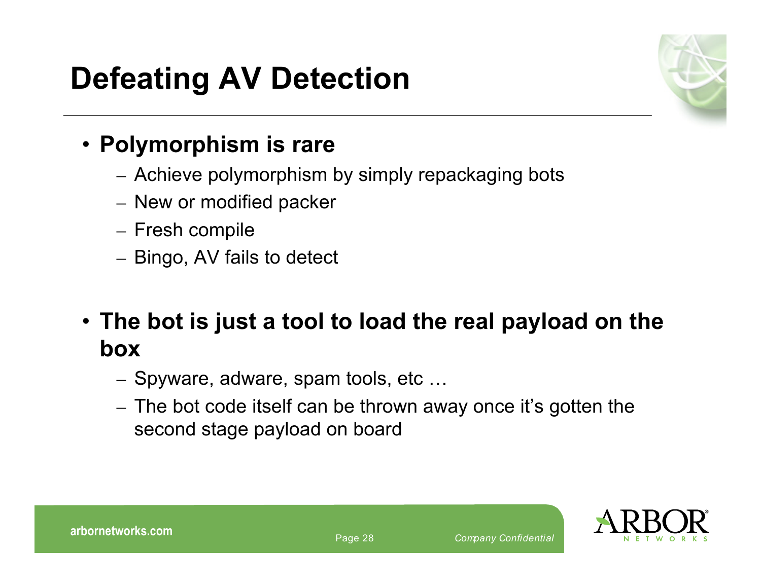# Defeating AV Detection

- **Polymorphism is rare**
  - Achieve polymorphism by simply repackaging bots
  - New or modified packer
  - Fresh compile
  - Bingo, AV fails to detect

- **The bot is just a tool to load the real payload on the box**
  - Spyware, adware, spam tools, etc …
  - The bot code itself can be thrown away once it's gotten the second stage payload on board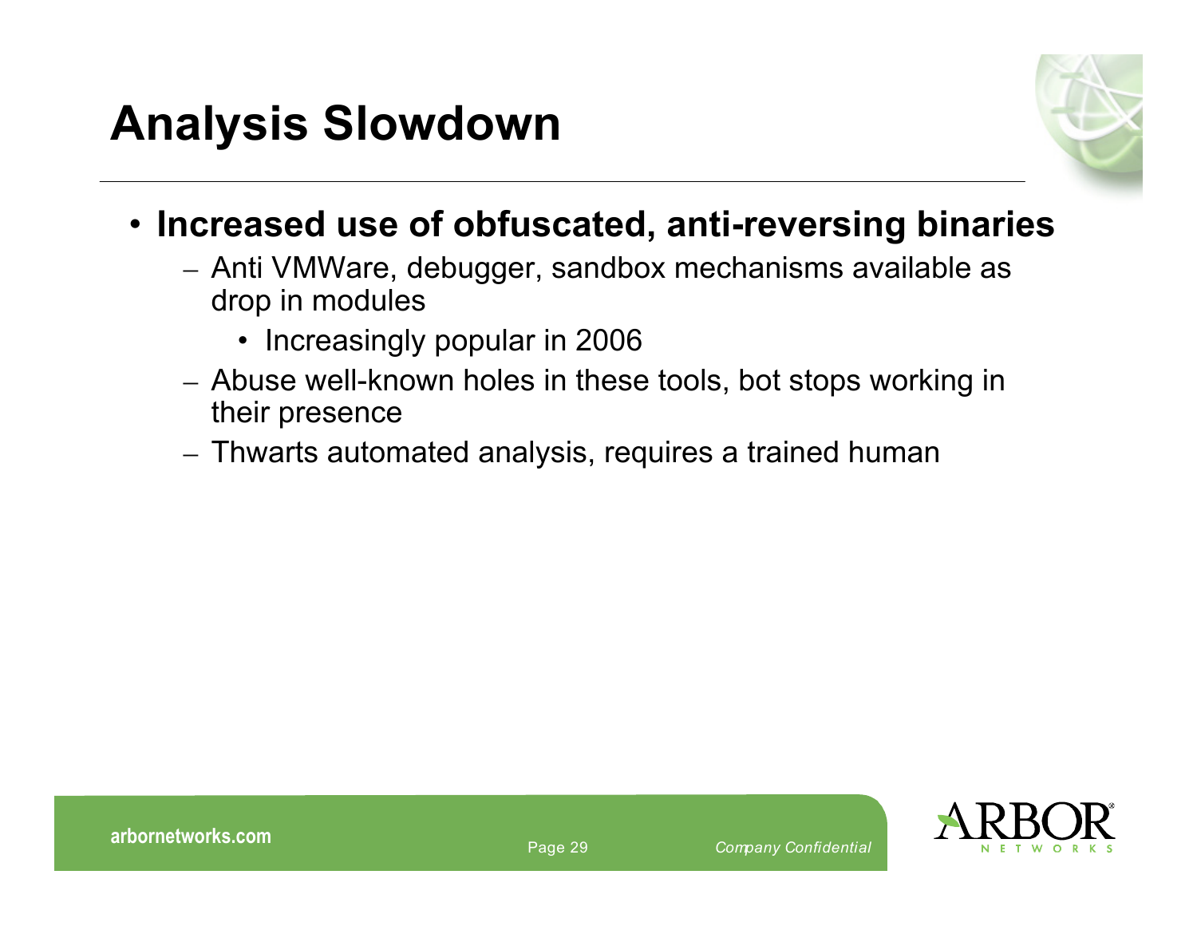# Analysis Slowdown

- **Increased use of obfuscated, anti-reversing binaries**
  - Anti VMWare, debugger, sandbox mechanisms available as drop in modules
    - Increasingly popular in 2006
  - Abuse well-known holes in these tools, bot stops working in their presence
  - Thwarts automated analysis, requires a trained human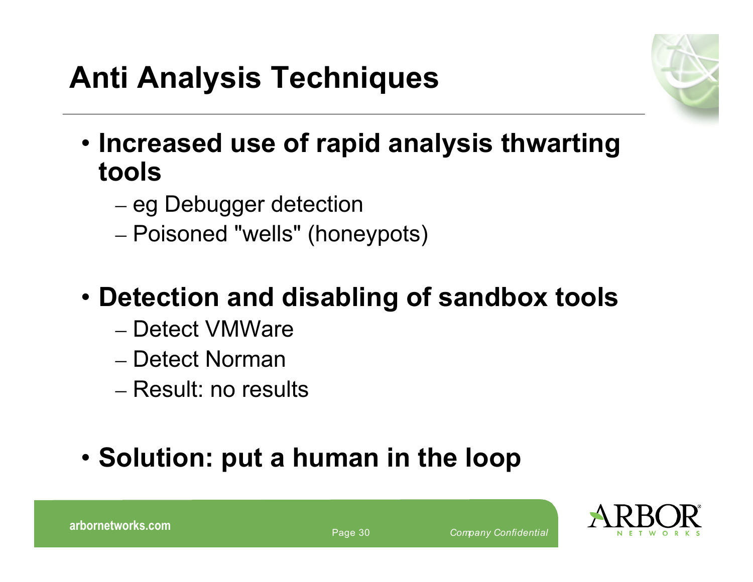# Anti Analysis Techniques

- **Increased use of rapid analysis thwarting tools**
  - eg Debugger detection
  - Poisoned "wells" (honeypots)

- **Detection and disabling of sandbox tools**
  - Detect VMWare
  - Detect Norman
  - Result: no results

- **Solution: put a human in the loop**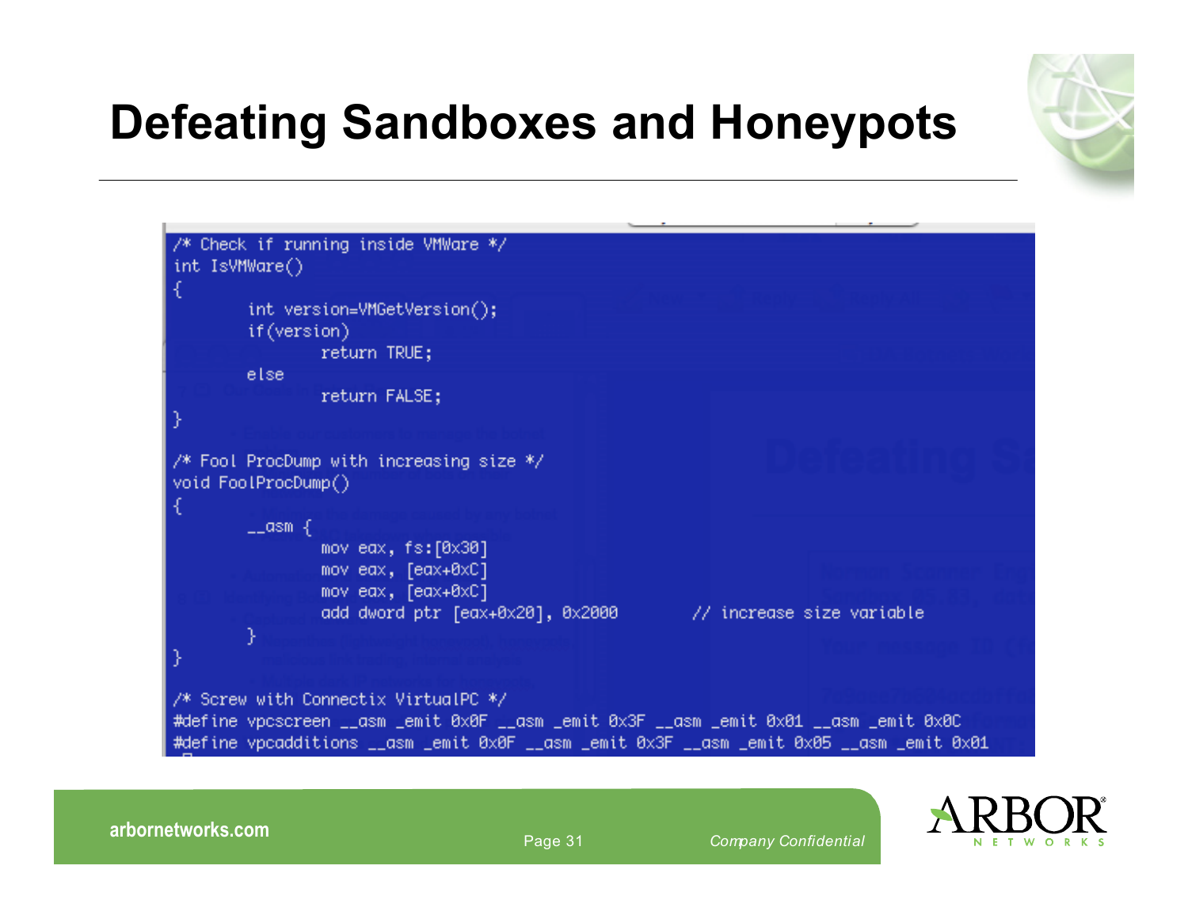# Defeating Sandboxes and Honeypots

```
/* Check if running inside VMWare */
int IsVMWare()
{
        int version=VMGetVersion();
        if(version)
                return TRUE;
        else
                return FALSE;
}

/* Fool ProcDump with increasing size */
void FoolProcDump()
{
        __asm {
                mov eax, fs:[0x30]
                mov eax, [eax+0xC]
                mov eax, [eax+0xC]
                add dword ptr [eax+0x20], 0x2000        // increase size variable
        }
}

/* Screw with Connectix VirtualPC */
#define vpcscreen __asm _emit 0x0F __asm _emit 0x3F __asm _emit 0x01 __asm _emit 0x0C
#define vpcadditions __asm _emit 0x0F __asm _emit 0x3F __asm _emit 0x05 __asm _emit 0x01
```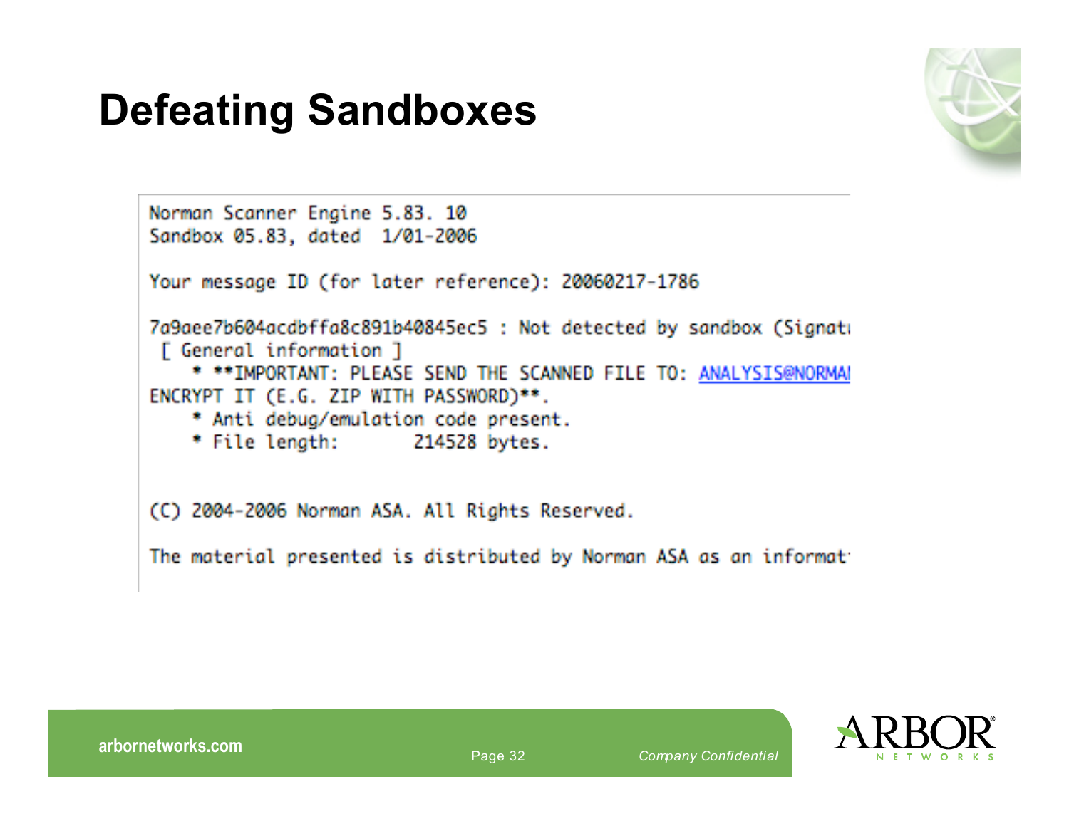# Defeating Sandboxes

```
Norman Scanner Engine 5.83. 10
Sandbox 05.83, dated  1/01-2006

Your message ID (for later reference): 20060217-1786

7a9aee7b604acdbffa8c891b40845ec5 : Not detected by sandbox (Signatu
 [ General information ]
    * **IMPORTANT: PLEASE SEND THE SCANNED FILE TO: ANALYSIS@NORMAN
ENCRYPT IT (E.G. ZIP WITH PASSWORD)**.
    * Anti debug/emulation code present.
    * File length:       214528 bytes.


(C) 2004-2006 Norman ASA. All Rights Reserved.

The material presented is distributed by Norman ASA as an informat
```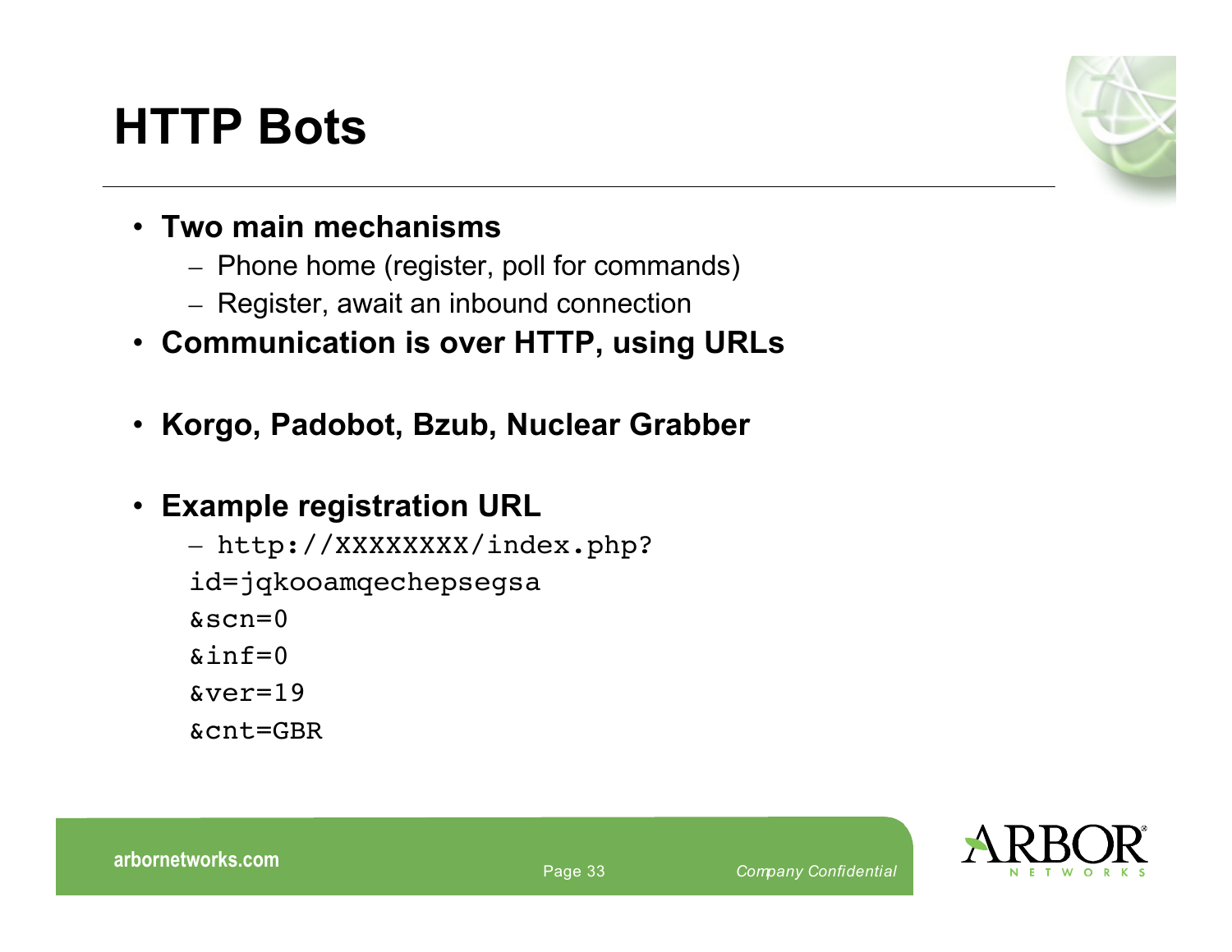# HTTP Bots

- **Two main mechanisms**
  - Phone home (register, poll for commands)
  - Register, await an inbound connection
- **Communication is over HTTP, using URLs**

- **Korgo, Padobot, Bzub, Nuclear Grabber**

- **Example registration URL**
  - `http://XXXXXXXX/index.php?`

```
id=jqkooamqechepsegsa
&scn=0
&inf=0
&ver=19
&cnt=GBR
```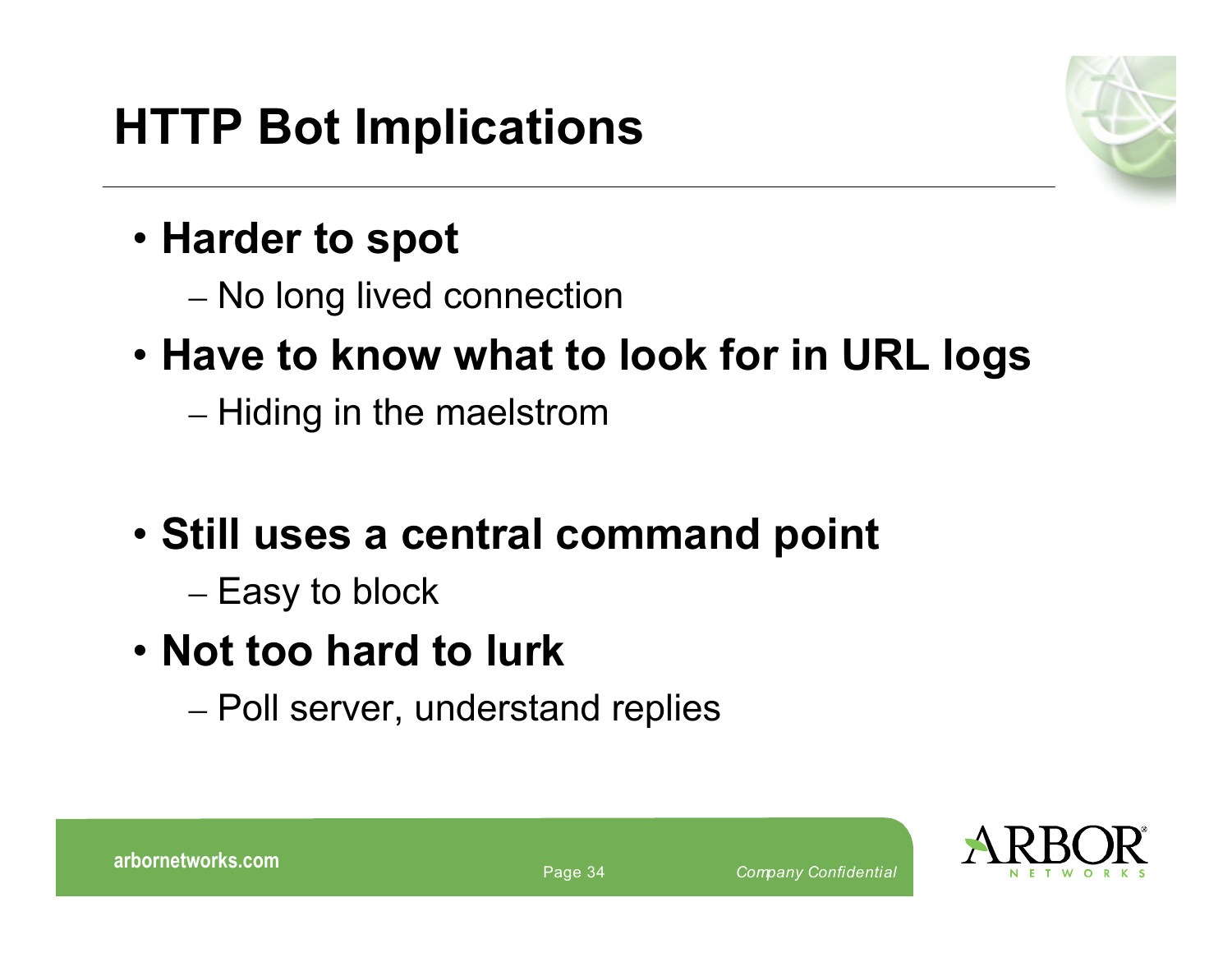# HTTP Bot Implications

- **Harder to spot**
  - No long lived connection
- **Have to know what to look for in URL logs**
  - Hiding in the maelstrom

- **Still uses a central command point**
  - Easy to block
- **Not too hard to lurk**
  - Poll server, understand replies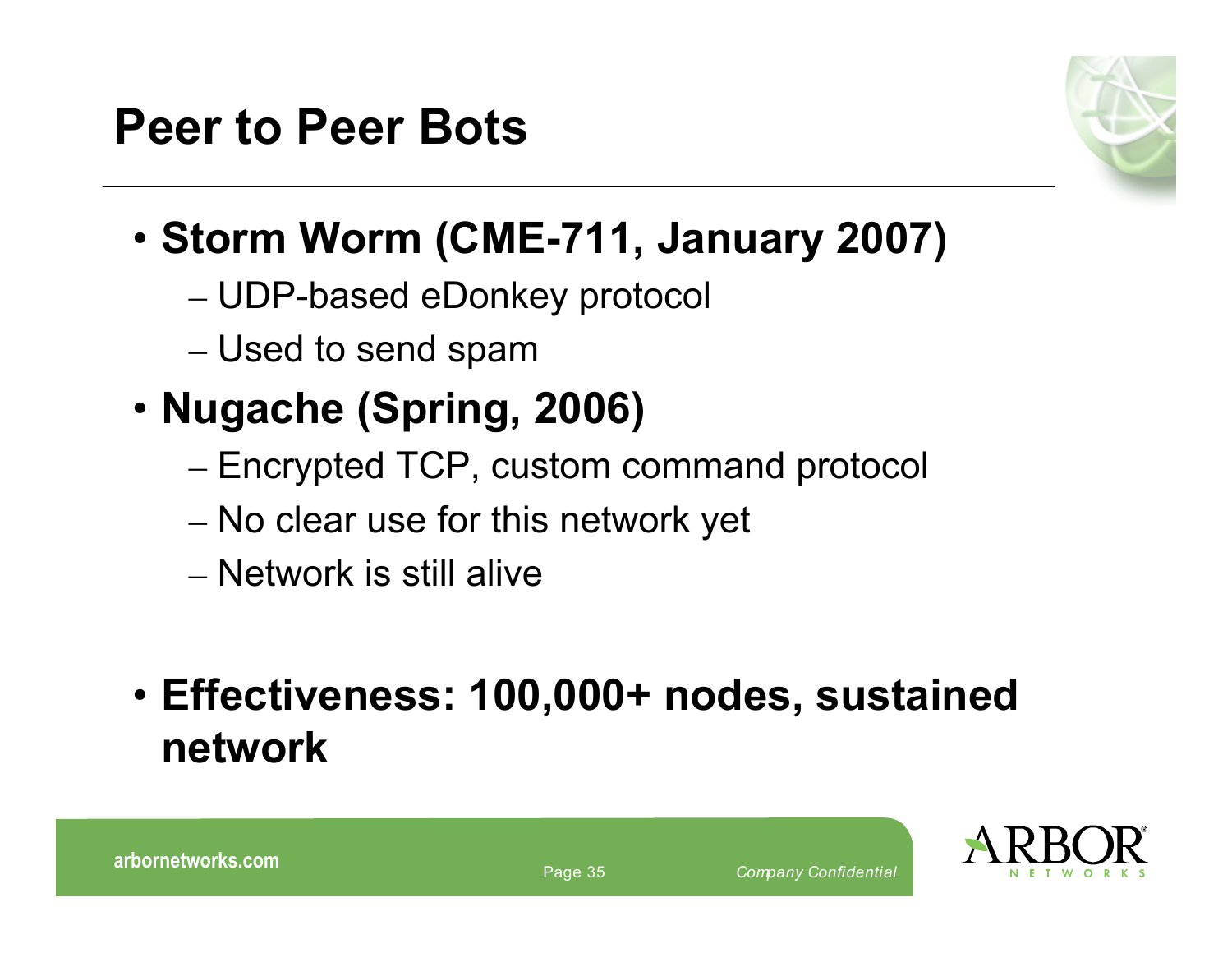# Peer to Peer Bots

- **Storm Worm (CME-711, January 2007)**
  - UDP-based eDonkey protocol
  - Used to send spam
- **Nugache (Spring, 2006)**
  - Encrypted TCP, custom command protocol
  - No clear use for this network yet
  - Network is still alive

- **Effectiveness: 100,000+ nodes, sustained network**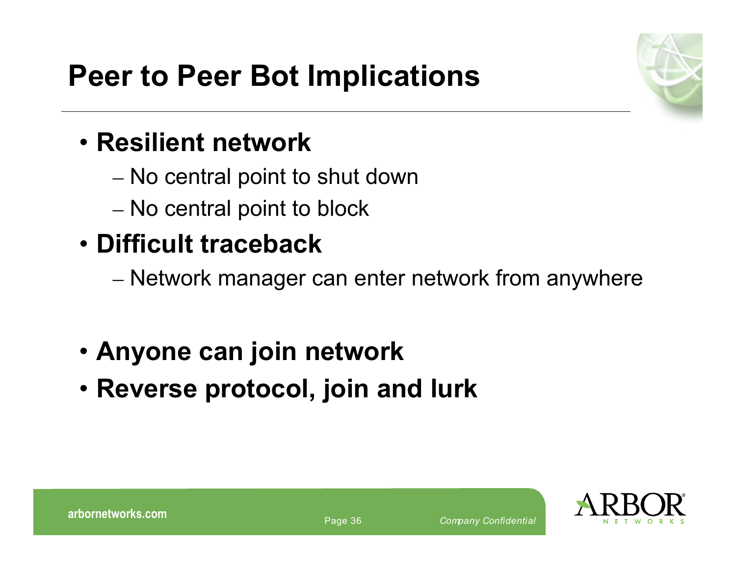# Peer to Peer Bot Implications

- **Resilient network**
  - No central point to shut down
  - No central point to block
- **Difficult traceback**
  - Network manager can enter network from anywhere
- **Anyone can join network**
- **Reverse protocol, join and lurk**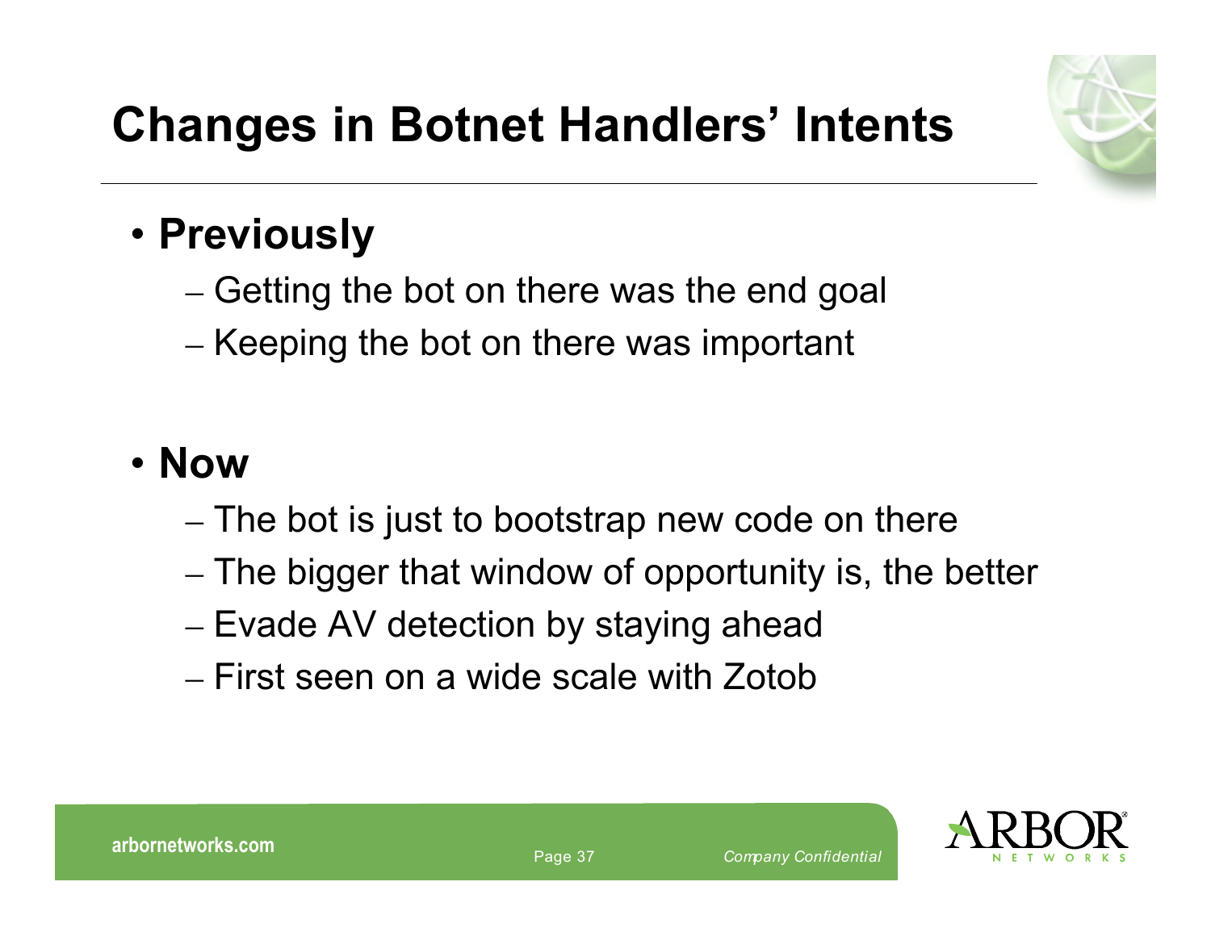# Changes in Botnet Handlers' Intents

- **Previously**
  - Getting the bot on there was the end goal
  - Keeping the bot on there was important

- **Now**
  - The bot is just to bootstrap new code on there
  - The bigger that window of opportunity is, the better
  - Evade AV detection by staying ahead
  - First seen on a wide scale with Zotob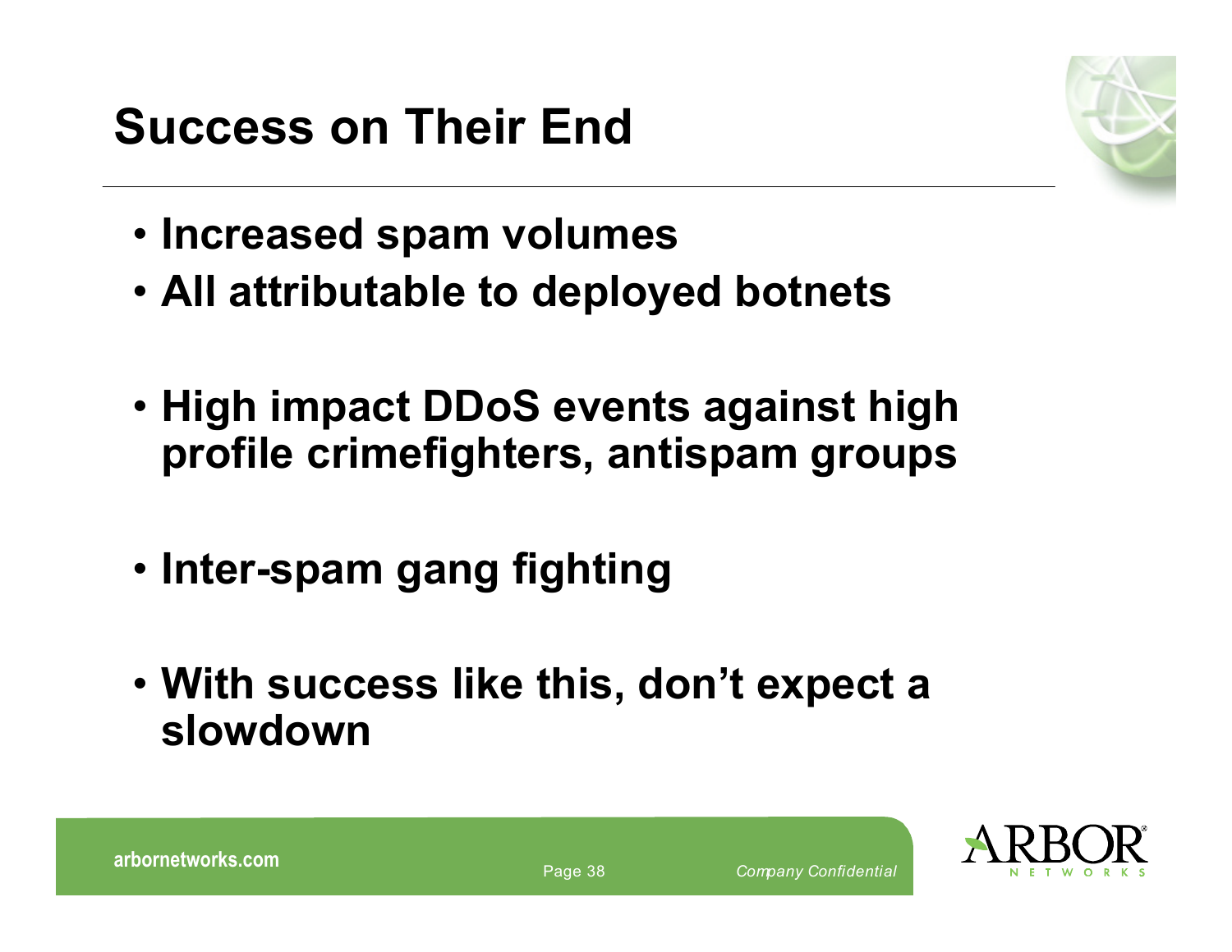# Success on Their End

- Increased spam volumes
- All attributable to deployed botnets
- High impact DDoS events against high profile crimefighters, antispam groups
- Inter-spam gang fighting
- With success like this, don't expect a slowdown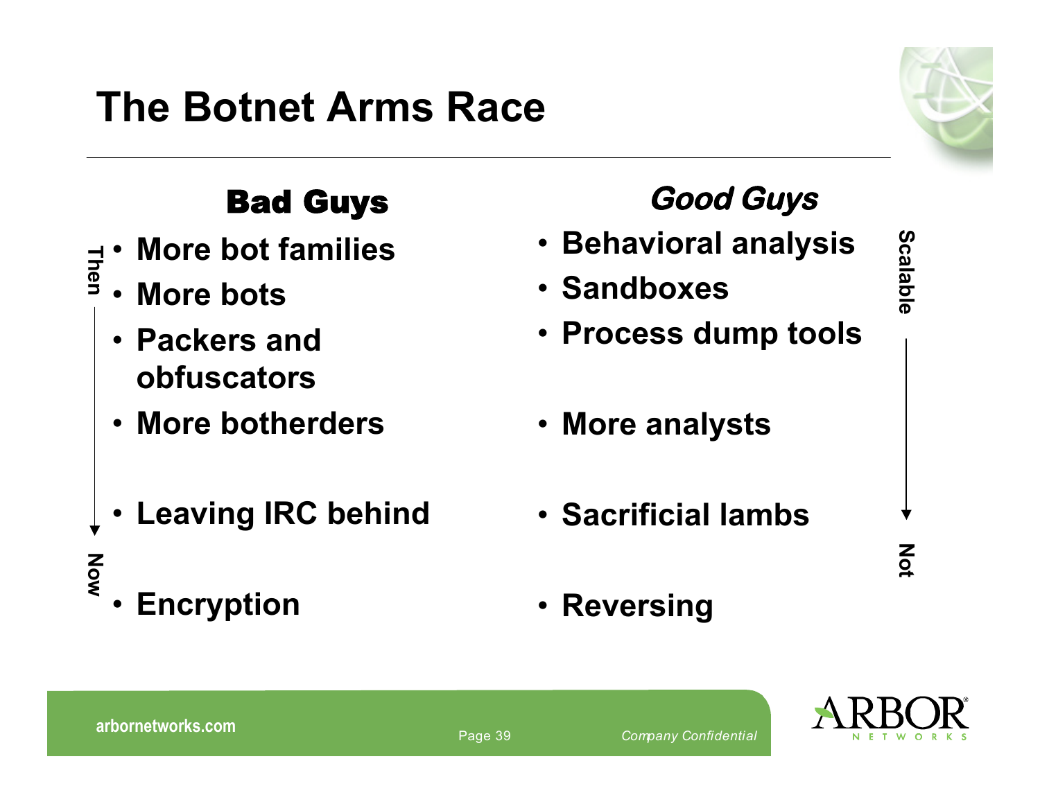# The Botnet Arms Race

| Bad Guys | Good Guys |
| --- | --- |
| More bot families | Behavioral analysis |
| More bots | Sandboxes |
| Packers and obfuscators | Process dump tools |
| More botherders | More analysts |
| Leaving IRC behind | Sacrificial lambs |
| Encryption | Reversing |

Then → Now

Scalable → Not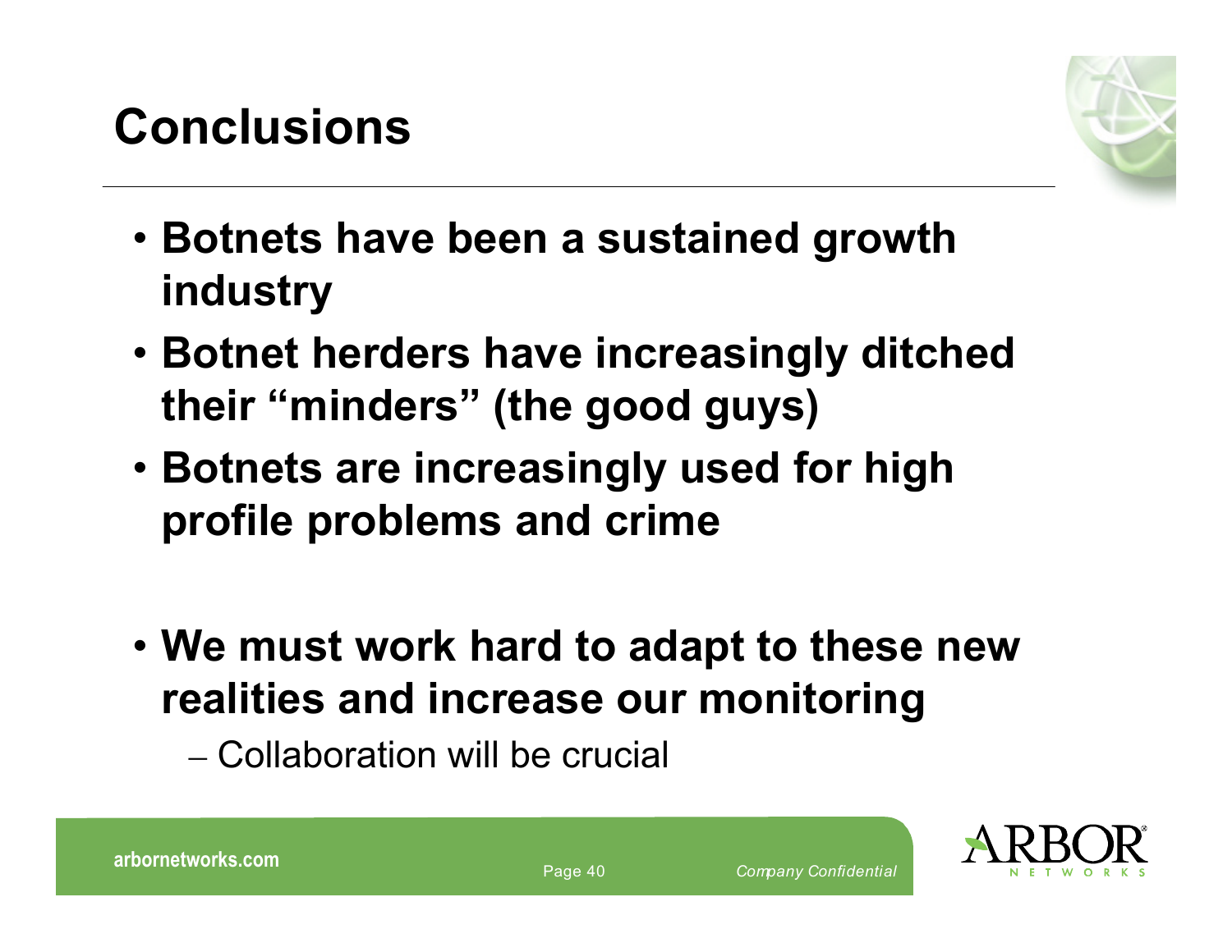# Conclusions

- **Botnets have been a sustained growth industry**
- **Botnet herders have increasingly ditched their "minders" (the good guys)**
- **Botnets are increasingly used for high profile problems and crime**

- **We must work hard to adapt to these new realities and increase our monitoring**
  - Collaboration will be crucial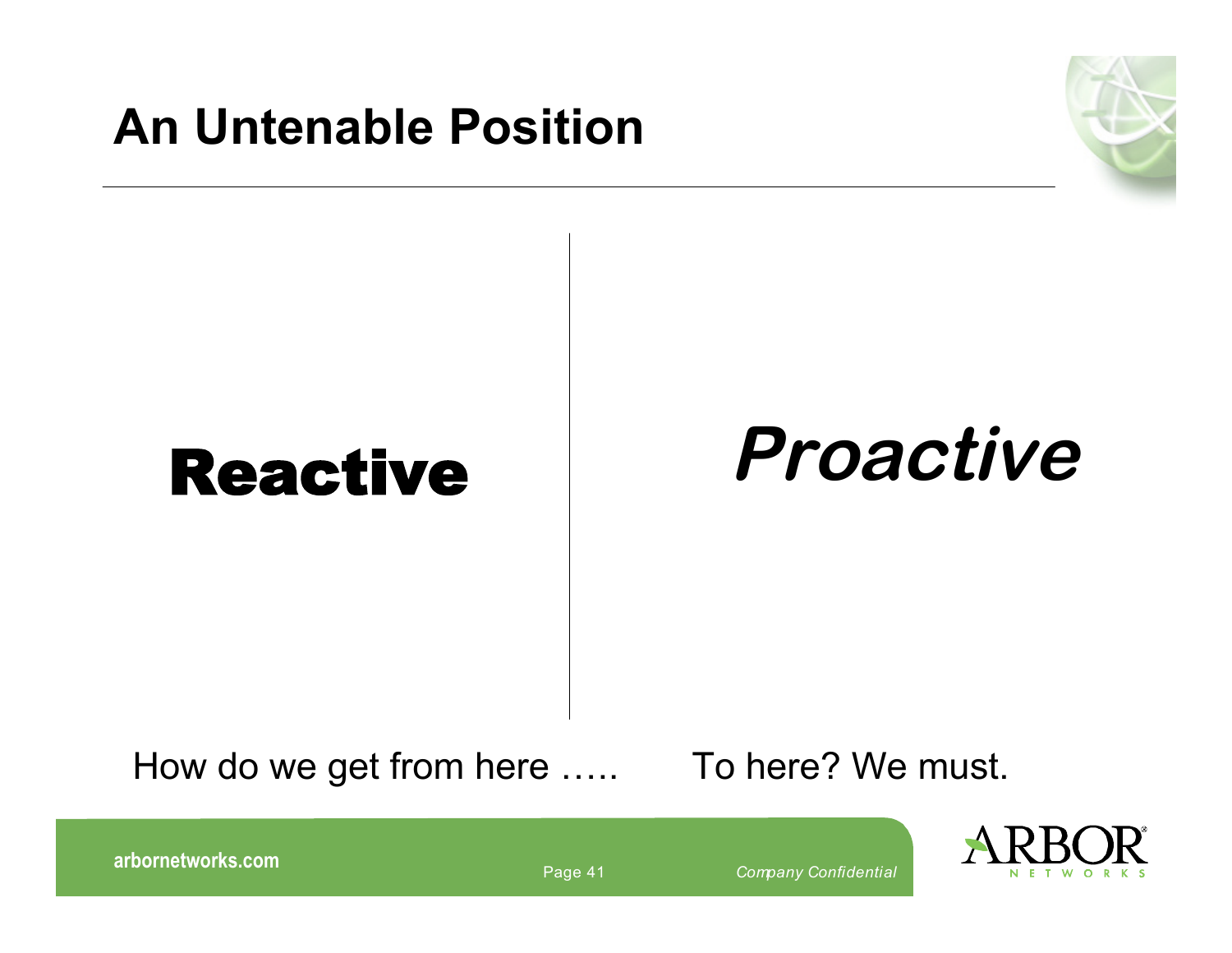# An Untenable Position

**Reactive**

***Proactive***

How do we get from here ….. To here? We must.